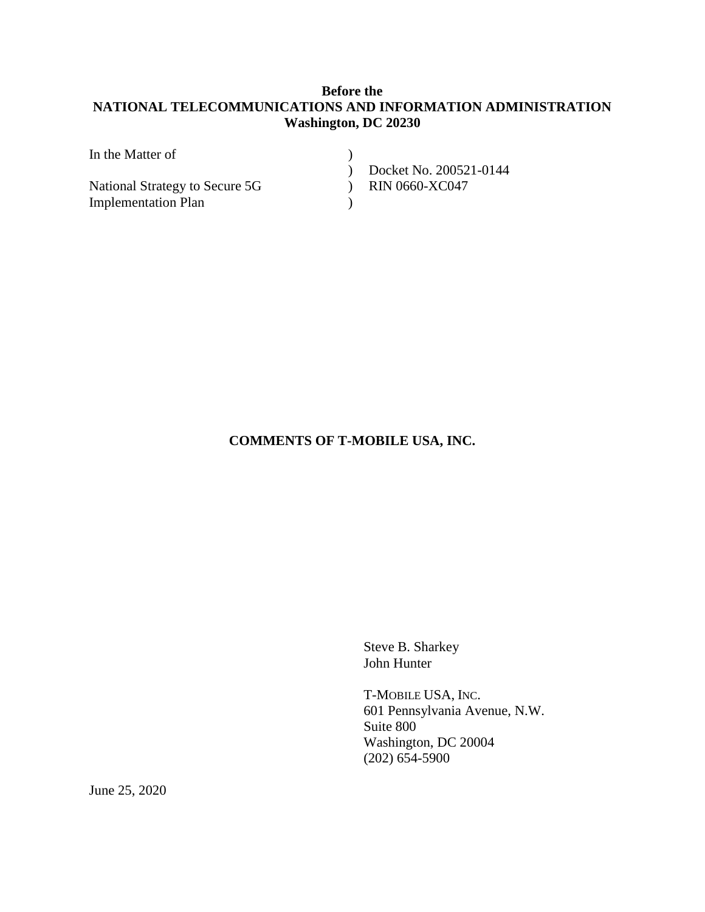**Before the**
**NATIONAL TELECOMMUNICATIONS AND INFORMATION ADMINISTRATION**
**Washington, DC 20230**

| | | |
|---|---|---|
| In the Matter of | ) | |
| | ) | Docket No. 200521-0144 |
| National Strategy to Secure 5G | ) | RIN 0660-XC047 |
| Implementation Plan | ) | |

**COMMENTS OF T-MOBILE USA, INC.**

Steve B. Sharkey
John Hunter

T-MOBILE USA, INC.
601 Pennsylvania Avenue, N.W.
Suite 800
Washington, DC 20004
(202) 654-5900

June 25, 2020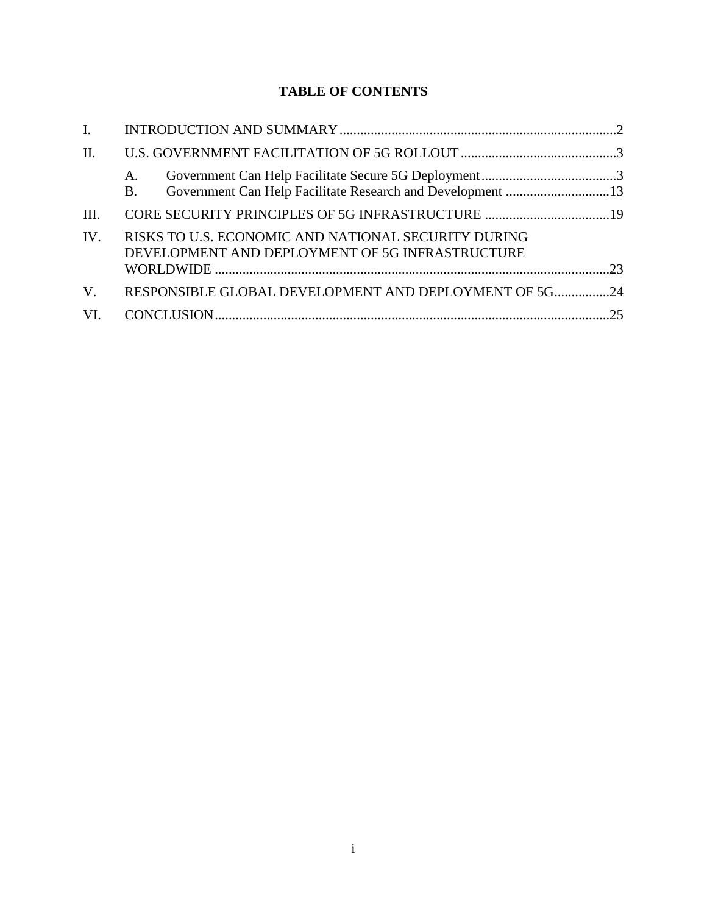# TABLE OF CONTENTS

I. INTRODUCTION AND SUMMARY ................................................................................2

II. U.S. GOVERNMENT FACILITATION OF 5G ROLLOUT .............................................3

A. Government Can Help Facilitate Secure 5G Deployment........................................3

B. Government Can Help Facilitate Research and Development ..............................13

III. CORE SECURITY PRINCIPLES OF 5G INFRASTRUCTURE ....................................19

IV. RISKS TO U.S. ECONOMIC AND NATIONAL SECURITY DURING DEVELOPMENT AND DEPLOYMENT OF 5G INFRASTRUCTURE WORLDWIDE ..................................................................................................................23

V. RESPONSIBLE GLOBAL DEVELOPMENT AND DEPLOYMENT OF 5G................24

VI. CONCLUSION..................................................................................................................25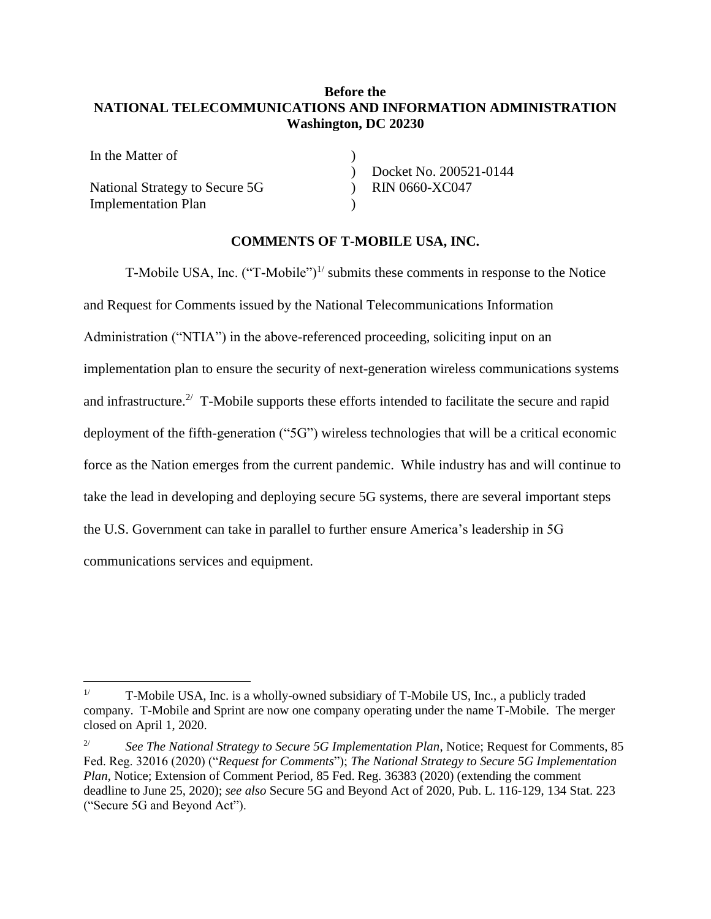**Before the**
**NATIONAL TELECOMMUNICATIONS AND INFORMATION ADMINISTRATION**
**Washington, DC 20230**

| In the Matter of | ) | |
|---|---|---|
| | ) | Docket No. 200521-0144 |
| National Strategy to Secure 5G | ) | RIN 0660-XC047 |
| Implementation Plan | ) | |

**COMMENTS OF T-MOBILE USA, INC.**

T-Mobile USA, Inc. ("T-Mobile")[1/] submits these comments in response to the Notice and Request for Comments issued by the National Telecommunications Information Administration ("NTIA") in the above-referenced proceeding, soliciting input on an implementation plan to ensure the security of next-generation wireless communications systems and infrastructure.[2/] T-Mobile supports these efforts intended to facilitate the secure and rapid deployment of the fifth-generation ("5G") wireless technologies that will be a critical economic force as the Nation emerges from the current pandemic. While industry has and will continue to take the lead in developing and deploying secure 5G systems, there are several important steps the U.S. Government can take in parallel to further ensure America's leadership in 5G communications services and equipment.

---

[1/] T-Mobile USA, Inc. is a wholly-owned subsidiary of T-Mobile US, Inc., a publicly traded company. T-Mobile and Sprint are now one company operating under the name T-Mobile. The merger closed on April 1, 2020.

[2/] *See The National Strategy to Secure 5G Implementation Plan*, Notice; Request for Comments, 85 Fed. Reg. 32016 (2020) ("*Request for Comments*"); *The National Strategy to Secure 5G Implementation Plan*, Notice; Extension of Comment Period, 85 Fed. Reg. 36383 (2020) (extending the comment deadline to June 25, 2020); *see also* Secure 5G and Beyond Act of 2020, Pub. L. 116-129, 134 Stat. 223 ("Secure 5G and Beyond Act").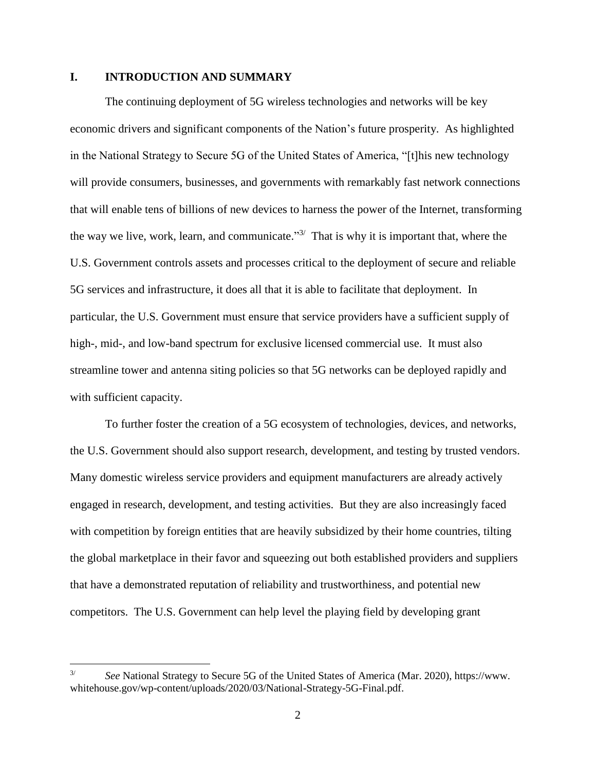## I. INTRODUCTION AND SUMMARY

The continuing deployment of 5G wireless technologies and networks will be key economic drivers and significant components of the Nation's future prosperity. As highlighted in the National Strategy to Secure 5G of the United States of America, "[t]his new technology will provide consumers, businesses, and governments with remarkably fast network connections that will enable tens of billions of new devices to harness the power of the Internet, transforming the way we live, work, learn, and communicate."[3/] That is why it is important that, where the U.S. Government controls assets and processes critical to the deployment of secure and reliable 5G services and infrastructure, it does all that it is able to facilitate that deployment. In particular, the U.S. Government must ensure that service providers have a sufficient supply of high-, mid-, and low-band spectrum for exclusive licensed commercial use. It must also streamline tower and antenna siting policies so that 5G networks can be deployed rapidly and with sufficient capacity.

To further foster the creation of a 5G ecosystem of technologies, devices, and networks, the U.S. Government should also support research, development, and testing by trusted vendors. Many domestic wireless service providers and equipment manufacturers are already actively engaged in research, development, and testing activities. But they are also increasingly faced with competition by foreign entities that are heavily subsidized by their home countries, tilting the global marketplace in their favor and squeezing out both established providers and suppliers that have a demonstrated reputation of reliability and trustworthiness, and potential new competitors. The U.S. Government can help level the playing field by developing grant

---

[3/] *See* National Strategy to Secure 5G of the United States of America (Mar. 2020), https://www.whitehouse.gov/wp-content/uploads/2020/03/National-Strategy-5G-Final.pdf.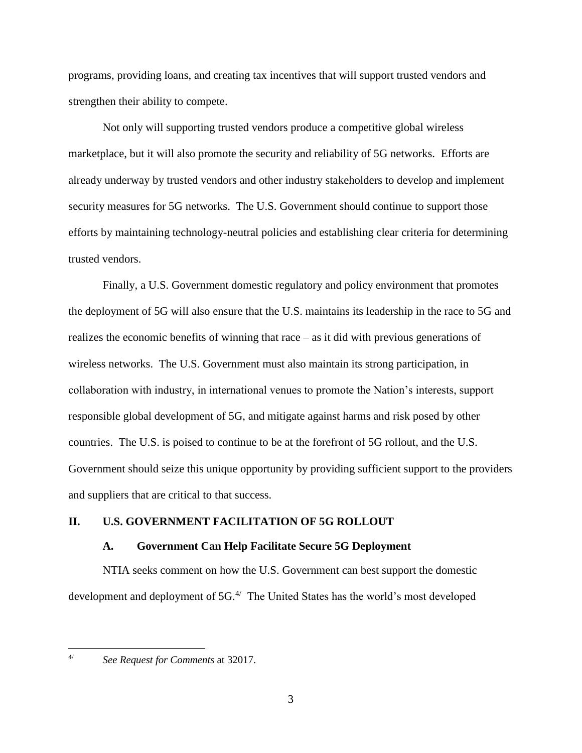programs, providing loans, and creating tax incentives that will support trusted vendors and strengthen their ability to compete.

Not only will supporting trusted vendors produce a competitive global wireless marketplace, but it will also promote the security and reliability of 5G networks. Efforts are already underway by trusted vendors and other industry stakeholders to develop and implement security measures for 5G networks. The U.S. Government should continue to support those efforts by maintaining technology-neutral policies and establishing clear criteria for determining trusted vendors.

Finally, a U.S. Government domestic regulatory and policy environment that promotes the deployment of 5G will also ensure that the U.S. maintains its leadership in the race to 5G and realizes the economic benefits of winning that race – as it did with previous generations of wireless networks. The U.S. Government must also maintain its strong participation, in collaboration with industry, in international venues to promote the Nation's interests, support responsible global development of 5G, and mitigate against harms and risk posed by other countries. The U.S. is poised to continue to be at the forefront of 5G rollout, and the U.S. Government should seize this unique opportunity by providing sufficient support to the providers and suppliers that are critical to that success.

## II. U.S. GOVERNMENT FACILITATION OF 5G ROLLOUT

### A. Government Can Help Facilitate Secure 5G Deployment

NTIA seeks comment on how the U.S. Government can best support the domestic development and deployment of 5G.[4/] The United States has the world's most developed

---

[4/] *See Request for Comments* at 32017.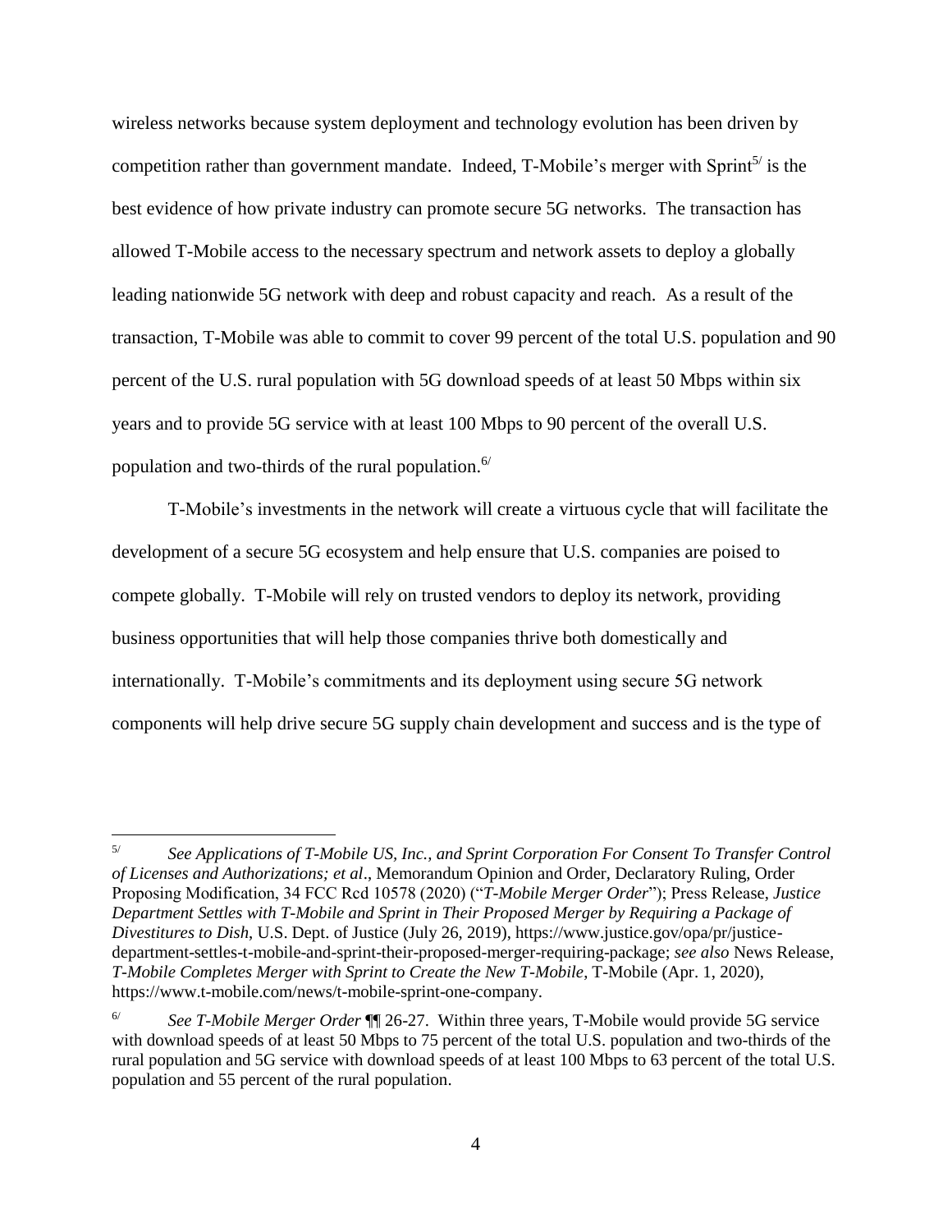wireless networks because system deployment and technology evolution has been driven by competition rather than government mandate. Indeed, T-Mobile's merger with Sprint[5/] is the best evidence of how private industry can promote secure 5G networks. The transaction has allowed T-Mobile access to the necessary spectrum and network assets to deploy a globally leading nationwide 5G network with deep and robust capacity and reach. As a result of the transaction, T-Mobile was able to commit to cover 99 percent of the total U.S. population and 90 percent of the U.S. rural population with 5G download speeds of at least 50 Mbps within six years and to provide 5G service with at least 100 Mbps to 90 percent of the overall U.S. population and two-thirds of the rural population.[6/]

T-Mobile's investments in the network will create a virtuous cycle that will facilitate the development of a secure 5G ecosystem and help ensure that U.S. companies are poised to compete globally. T-Mobile will rely on trusted vendors to deploy its network, providing business opportunities that will help those companies thrive both domestically and internationally. T-Mobile's commitments and its deployment using secure 5G network components will help drive secure 5G supply chain development and success and is the type of

---

[5/] *See Applications of T-Mobile US, Inc., and Sprint Corporation For Consent To Transfer Control of Licenses and Authorizations; et al*., Memorandum Opinion and Order, Declaratory Ruling, Order Proposing Modification, 34 FCC Rcd 10578 (2020) ("*T-Mobile Merger Order*"); Press Release, *Justice Department Settles with T-Mobile and Sprint in Their Proposed Merger by Requiring a Package of Divestitures to Dish*, U.S. Dept. of Justice (July 26, 2019), https://www.justice.gov/opa/pr/justice-department-settles-t-mobile-and-sprint-their-proposed-merger-requiring-package; *see also* News Release, *T-Mobile Completes Merger with Sprint to Create the New T-Mobile*, T-Mobile (Apr. 1, 2020), https://www.t-mobile.com/news/t-mobile-sprint-one-company.

[6/] *See T-Mobile Merger Order* ¶¶ 26-27. Within three years, T-Mobile would provide 5G service with download speeds of at least 50 Mbps to 75 percent of the total U.S. population and two-thirds of the rural population and 5G service with download speeds of at least 100 Mbps to 63 percent of the total U.S. population and 55 percent of the rural population.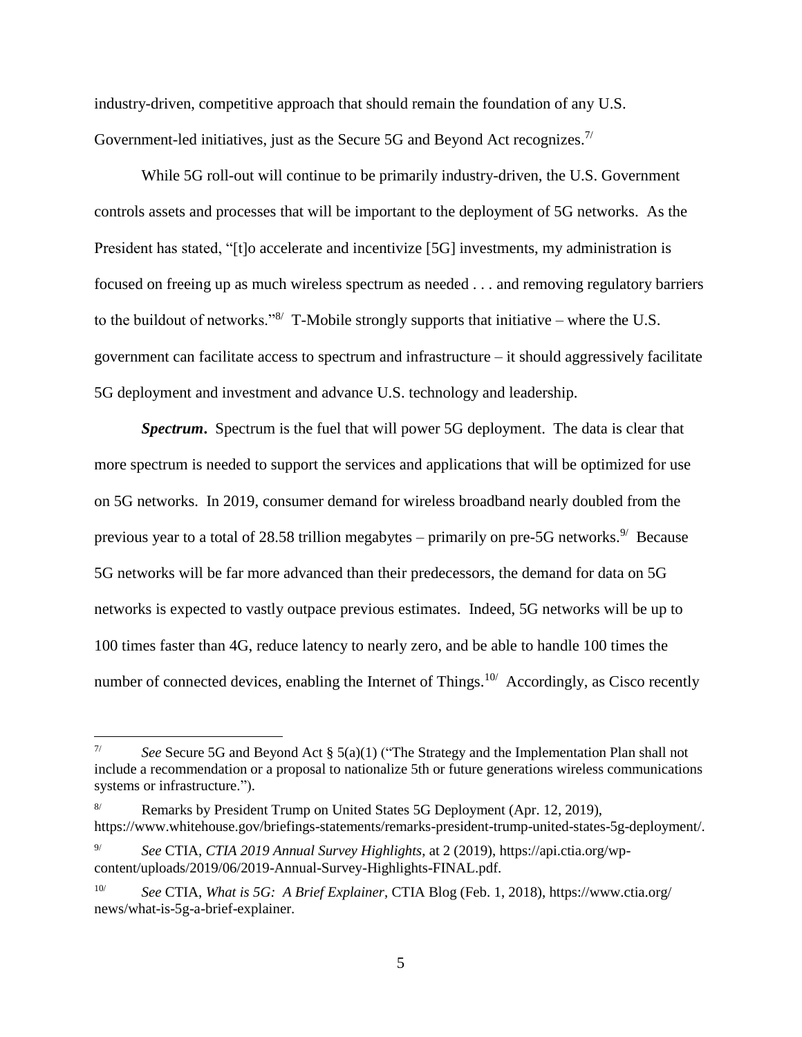industry-driven, competitive approach that should remain the foundation of any U.S. Government-led initiatives, just as the Secure 5G and Beyond Act recognizes.[7/]

While 5G roll-out will continue to be primarily industry-driven, the U.S. Government controls assets and processes that will be important to the deployment of 5G networks. As the President has stated, "[t]o accelerate and incentivize [5G] investments, my administration is focused on freeing up as much wireless spectrum as needed . . . and removing regulatory barriers to the buildout of networks."[8/] T-Mobile strongly supports that initiative – where the U.S. government can facilitate access to spectrum and infrastructure – it should aggressively facilitate 5G deployment and investment and advance U.S. technology and leadership.

***Spectrum***. Spectrum is the fuel that will power 5G deployment. The data is clear that more spectrum is needed to support the services and applications that will be optimized for use on 5G networks. In 2019, consumer demand for wireless broadband nearly doubled from the previous year to a total of 28.58 trillion megabytes – primarily on pre-5G networks.[9/] Because 5G networks will be far more advanced than their predecessors, the demand for data on 5G networks is expected to vastly outpace previous estimates. Indeed, 5G networks will be up to 100 times faster than 4G, reduce latency to nearly zero, and be able to handle 100 times the number of connected devices, enabling the Internet of Things.[10/] Accordingly, as Cisco recently

---

[7/] *See* Secure 5G and Beyond Act § 5(a)(1) ("The Strategy and the Implementation Plan shall not include a recommendation or a proposal to nationalize 5th or future generations wireless communications systems or infrastructure.").

[8/] Remarks by President Trump on United States 5G Deployment (Apr. 12, 2019), https://www.whitehouse.gov/briefings-statements/remarks-president-trump-united-states-5g-deployment/.

[9/] *See* CTIA, *CTIA 2019 Annual Survey Highlights*, at 2 (2019), https://api.ctia.org/wp-content/uploads/2019/06/2019-Annual-Survey-Highlights-FINAL.pdf.

[10/] *See* CTIA, *What is 5G: A Brief Explainer*, CTIA Blog (Feb. 1, 2018), https://www.ctia.org/news/what-is-5g-a-brief-explainer.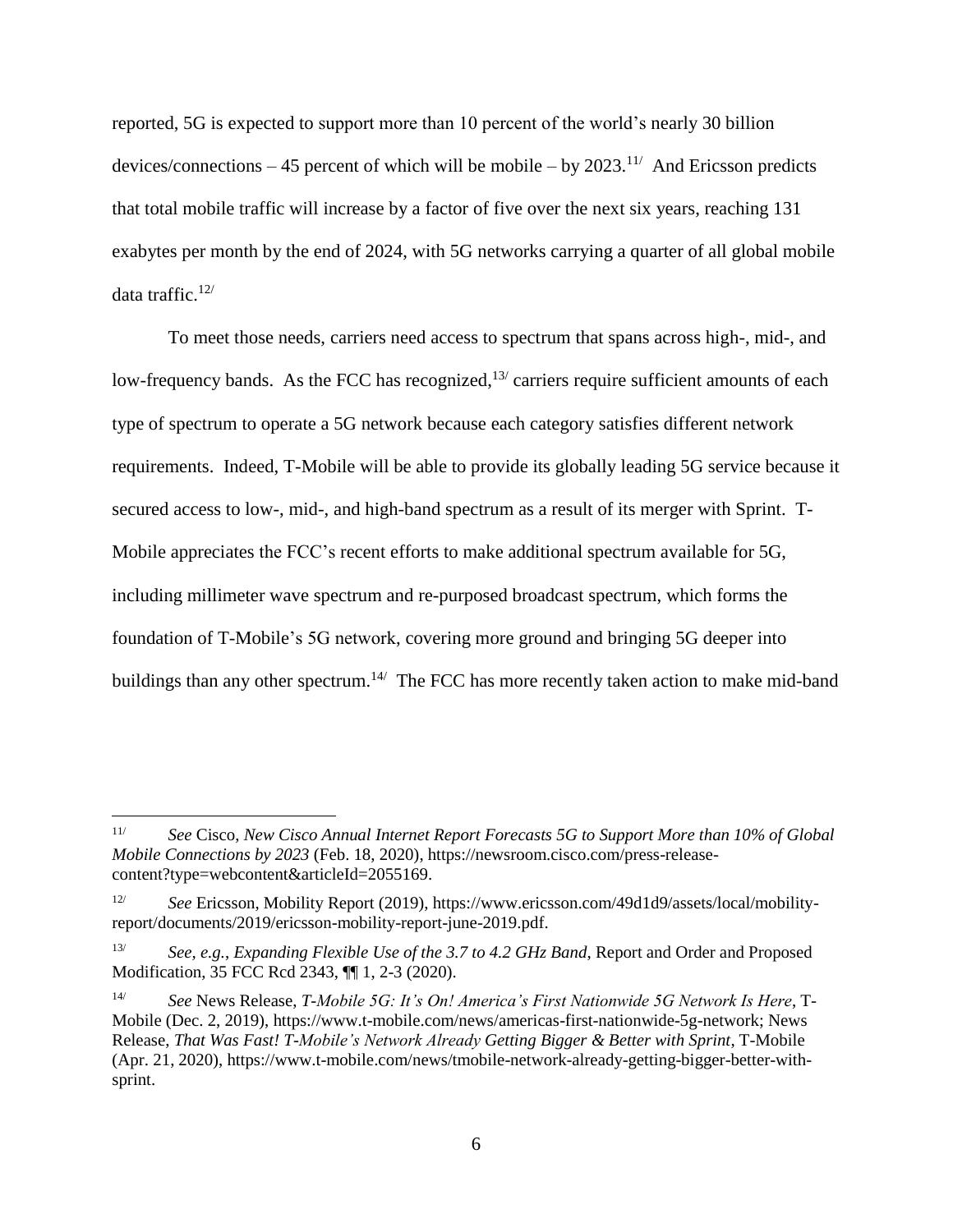reported, 5G is expected to support more than 10 percent of the world's nearly 30 billion devices/connections – 45 percent of which will be mobile – by 2023.[11/] And Ericsson predicts that total mobile traffic will increase by a factor of five over the next six years, reaching 131 exabytes per month by the end of 2024, with 5G networks carrying a quarter of all global mobile data traffic.[12/]

To meet those needs, carriers need access to spectrum that spans across high-, mid-, and low-frequency bands. As the FCC has recognized,[13/] carriers require sufficient amounts of each type of spectrum to operate a 5G network because each category satisfies different network requirements. Indeed, T-Mobile will be able to provide its globally leading 5G service because it secured access to low-, mid-, and high-band spectrum as a result of its merger with Sprint. T-Mobile appreciates the FCC's recent efforts to make additional spectrum available for 5G, including millimeter wave spectrum and re-purposed broadcast spectrum, which forms the foundation of T-Mobile's 5G network, covering more ground and bringing 5G deeper into buildings than any other spectrum.[14/] The FCC has more recently taken action to make mid-band

---

[11/] *See* Cisco, *New Cisco Annual Internet Report Forecasts 5G to Support More than 10% of Global Mobile Connections by 2023* (Feb. 18, 2020), https://newsroom.cisco.com/press-release-content?type=webcontent&articleId=2055169.

[12/] *See* Ericsson, Mobility Report (2019), https://www.ericsson.com/49d1d9/assets/local/mobility-report/documents/2019/ericsson-mobility-report-june-2019.pdf.

[13/] *See, e.g.*, *Expanding Flexible Use of the 3.7 to 4.2 GHz Band*, Report and Order and Proposed Modification, 35 FCC Rcd 2343, ¶¶ 1, 2-3 (2020).

[14/] *See* News Release, *T-Mobile 5G: It's On! America's First Nationwide 5G Network Is Here*, T-Mobile (Dec. 2, 2019), https://www.t-mobile.com/news/americas-first-nationwide-5g-network; News Release, *That Was Fast! T-Mobile's Network Already Getting Bigger & Better with Sprint*, T-Mobile (Apr. 21, 2020), https://www.t-mobile.com/news/tmobile-network-already-getting-bigger-better-with-sprint.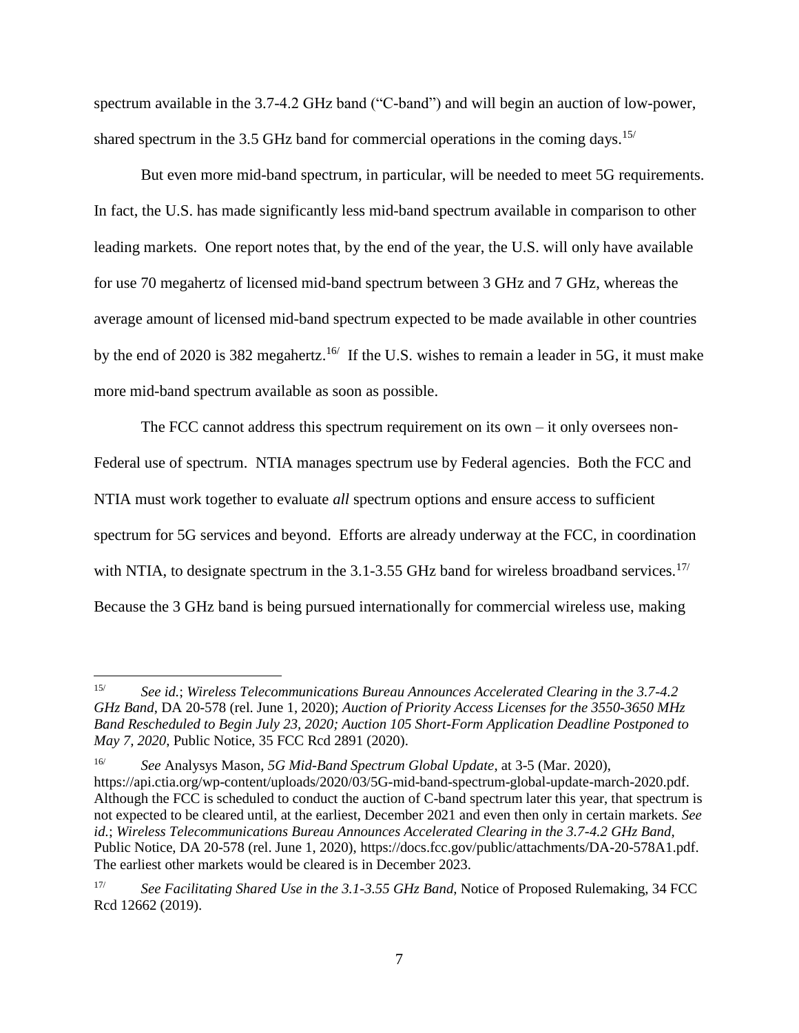spectrum available in the 3.7-4.2 GHz band ("C-band") and will begin an auction of low-power, shared spectrum in the 3.5 GHz band for commercial operations in the coming days.[15/]

But even more mid-band spectrum, in particular, will be needed to meet 5G requirements. In fact, the U.S. has made significantly less mid-band spectrum available in comparison to other leading markets. One report notes that, by the end of the year, the U.S. will only have available for use 70 megahertz of licensed mid-band spectrum between 3 GHz and 7 GHz, whereas the average amount of licensed mid-band spectrum expected to be made available in other countries by the end of 2020 is 382 megahertz.[16/] If the U.S. wishes to remain a leader in 5G, it must make more mid-band spectrum available as soon as possible.

The FCC cannot address this spectrum requirement on its own – it only oversees non-Federal use of spectrum. NTIA manages spectrum use by Federal agencies. Both the FCC and NTIA must work together to evaluate *all* spectrum options and ensure access to sufficient spectrum for 5G services and beyond. Efforts are already underway at the FCC, in coordination with NTIA, to designate spectrum in the 3.1-3.55 GHz band for wireless broadband services.[17/] Because the 3 GHz band is being pursued internationally for commercial wireless use, making

---

[15/] *See id.*; *Wireless Telecommunications Bureau Announces Accelerated Clearing in the 3.7-4.2 GHz Band*, DA 20-578 (rel. June 1, 2020); *Auction of Priority Access Licenses for the 3550-3650 MHz Band Rescheduled to Begin July 23, 2020; Auction 105 Short-Form Application Deadline Postponed to May 7, 2020*, Public Notice, 35 FCC Rcd 2891 (2020).

[16/] *See* Analysys Mason, *5G Mid-Band Spectrum Global Update*, at 3-5 (Mar. 2020), https://api.ctia.org/wp-content/uploads/2020/03/5G-mid-band-spectrum-global-update-march-2020.pdf. Although the FCC is scheduled to conduct the auction of C-band spectrum later this year, that spectrum is not expected to be cleared until, at the earliest, December 2021 and even then only in certain markets. *See id.*; *Wireless Telecommunications Bureau Announces Accelerated Clearing in the 3.7-4.2 GHz Band*, Public Notice, DA 20-578 (rel. June 1, 2020), https://docs.fcc.gov/public/attachments/DA-20-578A1.pdf. The earliest other markets would be cleared is in December 2023.

[17/] *See Facilitating Shared Use in the 3.1-3.55 GHz Band*, Notice of Proposed Rulemaking, 34 FCC Rcd 12662 (2019).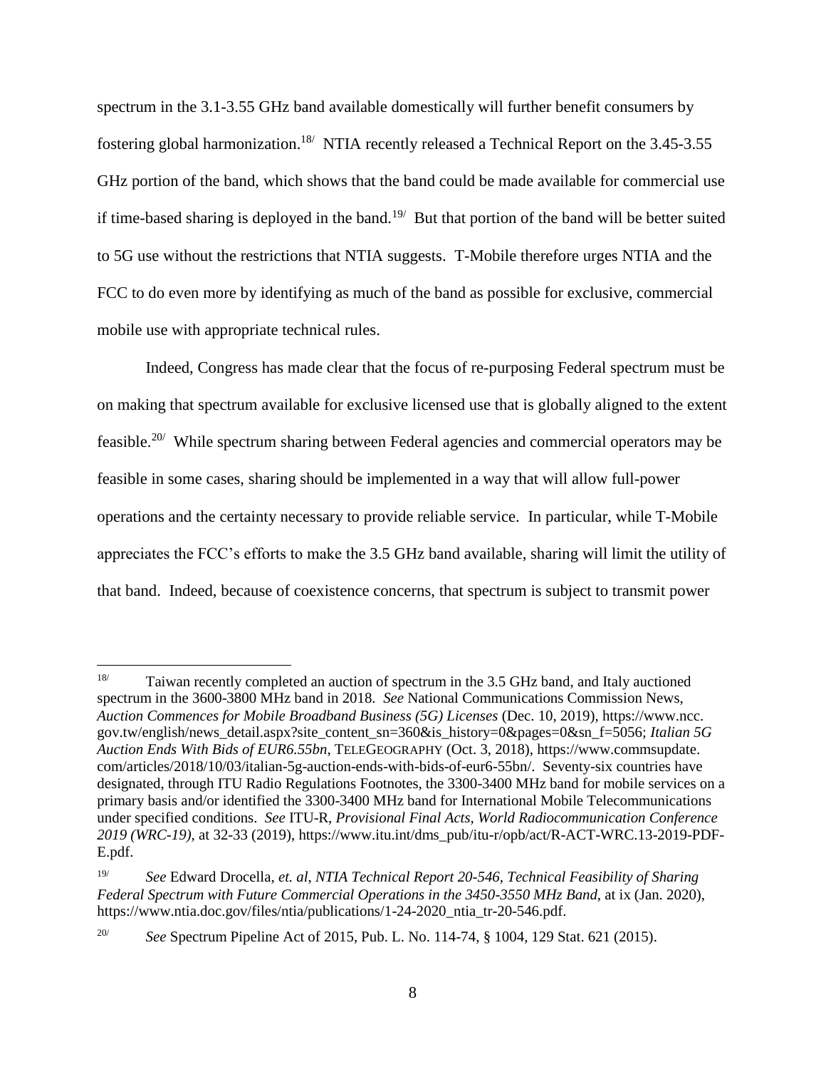spectrum in the 3.1-3.55 GHz band available domestically will further benefit consumers by fostering global harmonization.[18] NTIA recently released a Technical Report on the 3.45-3.55 GHz portion of the band, which shows that the band could be made available for commercial use if time-based sharing is deployed in the band.[19] But that portion of the band will be better suited to 5G use without the restrictions that NTIA suggests. T-Mobile therefore urges NTIA and the FCC to do even more by identifying as much of the band as possible for exclusive, commercial mobile use with appropriate technical rules.

Indeed, Congress has made clear that the focus of re-purposing Federal spectrum must be on making that spectrum available for exclusive licensed use that is globally aligned to the extent feasible.[20] While spectrum sharing between Federal agencies and commercial operators may be feasible in some cases, sharing should be implemented in a way that will allow full-power operations and the certainty necessary to provide reliable service. In particular, while T-Mobile appreciates the FCC's efforts to make the 3.5 GHz band available, sharing will limit the utility of that band. Indeed, because of coexistence concerns, that spectrum is subject to transmit power

---

[18] Taiwan recently completed an auction of spectrum in the 3.5 GHz band, and Italy auctioned spectrum in the 3600-3800 MHz band in 2018. *See* National Communications Commission News, *Auction Commences for Mobile Broadband Business (5G) Licenses* (Dec. 10, 2019), https://www.ncc.gov.tw/english/news_detail.aspx?site_content_sn=360&is_history=0&pages=0&sn_f=5056; *Italian 5G Auction Ends With Bids of EUR6.55bn*, TELEGEOGRAPHY (Oct. 3, 2018), https://www.commsupdate.com/articles/2018/10/03/italian-5g-auction-ends-with-bids-of-eur6-55bn/. Seventy-six countries have designated, through ITU Radio Regulations Footnotes, the 3300-3400 MHz band for mobile services on a primary basis and/or identified the 3300-3400 MHz band for International Mobile Telecommunications under specified conditions. *See* ITU-R, *Provisional Final Acts, World Radiocommunication Conference 2019 (WRC-19)*, at 32-33 (2019), https://www.itu.int/dms_pub/itu-r/opb/act/R-ACT-WRC.13-2019-PDF-E.pdf.

[19] *See* Edward Drocella, *et. al*, *NTIA Technical Report 20-546, Technical Feasibility of Sharing Federal Spectrum with Future Commercial Operations in the 3450-3550 MHz Band*, at ix (Jan. 2020), https://www.ntia.doc.gov/files/ntia/publications/1-24-2020_ntia_tr-20-546.pdf.

[20] *See* Spectrum Pipeline Act of 2015, Pub. L. No. 114-74, § 1004, 129 Stat. 621 (2015).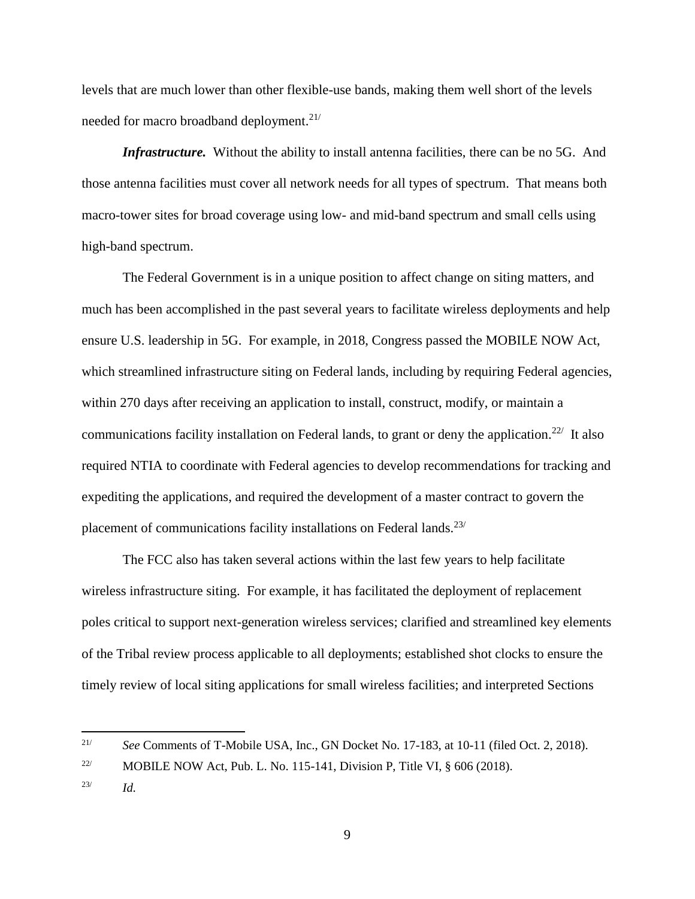levels that are much lower than other flexible-use bands, making them well short of the levels needed for macro broadband deployment.[21/]

***Infrastructure.*** Without the ability to install antenna facilities, there can be no 5G. And those antenna facilities must cover all network needs for all types of spectrum. That means both macro-tower sites for broad coverage using low- and mid-band spectrum and small cells using high-band spectrum.

The Federal Government is in a unique position to affect change on siting matters, and much has been accomplished in the past several years to facilitate wireless deployments and help ensure U.S. leadership in 5G. For example, in 2018, Congress passed the MOBILE NOW Act, which streamlined infrastructure siting on Federal lands, including by requiring Federal agencies, within 270 days after receiving an application to install, construct, modify, or maintain a communications facility installation on Federal lands, to grant or deny the application.[22/] It also required NTIA to coordinate with Federal agencies to develop recommendations for tracking and expediting the applications, and required the development of a master contract to govern the placement of communications facility installations on Federal lands.[23/]

The FCC also has taken several actions within the last few years to help facilitate wireless infrastructure siting. For example, it has facilitated the deployment of replacement poles critical to support next-generation wireless services; clarified and streamlined key elements of the Tribal review process applicable to all deployments; established shot clocks to ensure the timely review of local siting applications for small wireless facilities; and interpreted Sections

---

[21/] *See* Comments of T-Mobile USA, Inc., GN Docket No. 17-183, at 10-11 (filed Oct. 2, 2018).

[22/] MOBILE NOW Act, Pub. L. No. 115-141, Division P, Title VI, § 606 (2018).

[23/] *Id.*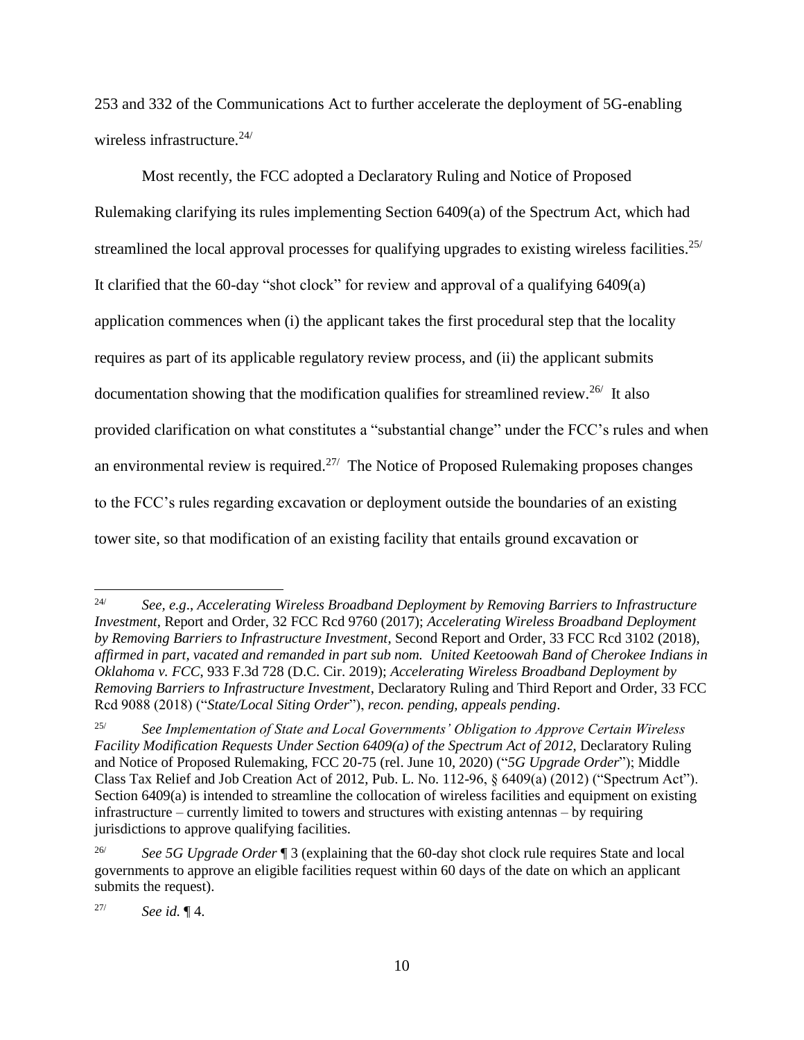253 and 332 of the Communications Act to further accelerate the deployment of 5G-enabling wireless infrastructure.[24/]

Most recently, the FCC adopted a Declaratory Ruling and Notice of Proposed Rulemaking clarifying its rules implementing Section 6409(a) of the Spectrum Act, which had streamlined the local approval processes for qualifying upgrades to existing wireless facilities.[25/] It clarified that the 60-day "shot clock" for review and approval of a qualifying 6409(a) application commences when (i) the applicant takes the first procedural step that the locality requires as part of its applicable regulatory review process, and (ii) the applicant submits documentation showing that the modification qualifies for streamlined review.[26/] It also provided clarification on what constitutes a "substantial change" under the FCC's rules and when an environmental review is required.[27/] The Notice of Proposed Rulemaking proposes changes to the FCC's rules regarding excavation or deployment outside the boundaries of an existing tower site, so that modification of an existing facility that entails ground excavation or

---

[24/] *See, e.g.*, *Accelerating Wireless Broadband Deployment by Removing Barriers to Infrastructure Investment*, Report and Order, 32 FCC Rcd 9760 (2017); *Accelerating Wireless Broadband Deployment by Removing Barriers to Infrastructure Investment*, Second Report and Order, 33 FCC Rcd 3102 (2018), *affirmed in part, vacated and remanded in part sub nom. United Keetoowah Band of Cherokee Indians in Oklahoma v. FCC*, 933 F.3d 728 (D.C. Cir. 2019); *Accelerating Wireless Broadband Deployment by Removing Barriers to Infrastructure Investment*, Declaratory Ruling and Third Report and Order, 33 FCC Rcd 9088 (2018) ("*State/Local Siting Order*"), *recon. pending, appeals pending*.

[25/] *See Implementation of State and Local Governments' Obligation to Approve Certain Wireless Facility Modification Requests Under Section 6409(a) of the Spectrum Act of 2012*, Declaratory Ruling and Notice of Proposed Rulemaking, FCC 20-75 (rel. June 10, 2020) ("*5G Upgrade Order*"); Middle Class Tax Relief and Job Creation Act of 2012, Pub. L. No. 112-96, § 6409(a) (2012) ("Spectrum Act"). Section 6409(a) is intended to streamline the collocation of wireless facilities and equipment on existing infrastructure – currently limited to towers and structures with existing antennas – by requiring jurisdictions to approve qualifying facilities.

[26/] *See 5G Upgrade Order* ¶ 3 (explaining that the 60-day shot clock rule requires State and local governments to approve an eligible facilities request within 60 days of the date on which an applicant submits the request).

[27/] *See id.* ¶ 4.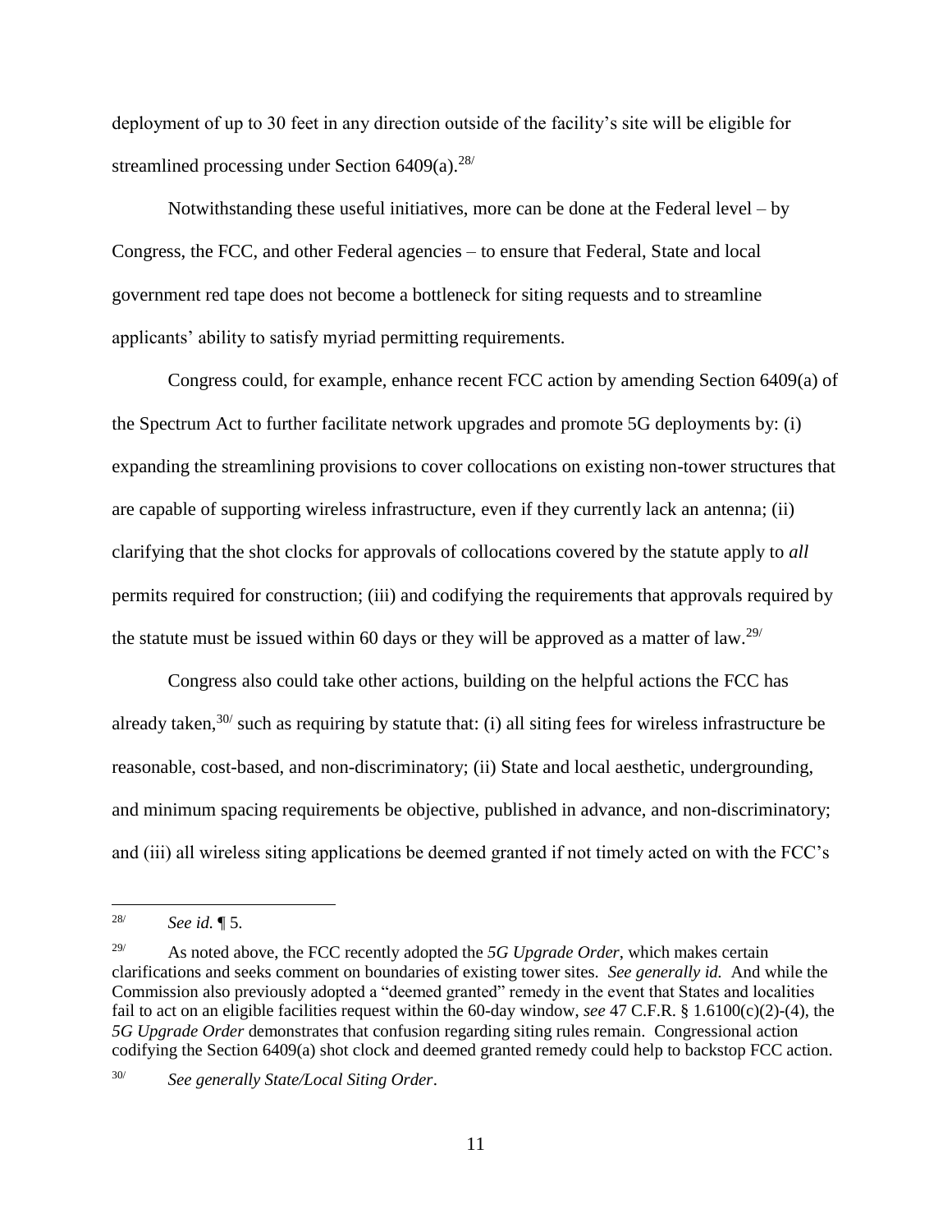deployment of up to 30 feet in any direction outside of the facility's site will be eligible for streamlined processing under Section 6409(a).[28/]

Notwithstanding these useful initiatives, more can be done at the Federal level – by Congress, the FCC, and other Federal agencies – to ensure that Federal, State and local government red tape does not become a bottleneck for siting requests and to streamline applicants' ability to satisfy myriad permitting requirements.

Congress could, for example, enhance recent FCC action by amending Section 6409(a) of the Spectrum Act to further facilitate network upgrades and promote 5G deployments by: (i) expanding the streamlining provisions to cover collocations on existing non-tower structures that are capable of supporting wireless infrastructure, even if they currently lack an antenna; (ii) clarifying that the shot clocks for approvals of collocations covered by the statute apply to *all* permits required for construction; (iii) and codifying the requirements that approvals required by the statute must be issued within 60 days or they will be approved as a matter of law.[29/]

Congress also could take other actions, building on the helpful actions the FCC has already taken,[30/] such as requiring by statute that: (i) all siting fees for wireless infrastructure be reasonable, cost-based, and non-discriminatory; (ii) State and local aesthetic, undergrounding, and minimum spacing requirements be objective, published in advance, and non-discriminatory; and (iii) all wireless siting applications be deemed granted if not timely acted on with the FCC's

---

[28/] *See id.* ¶ 5.

[29/] As noted above, the FCC recently adopted the *5G Upgrade Order*, which makes certain clarifications and seeks comment on boundaries of existing tower sites. *See generally id.* And while the Commission also previously adopted a "deemed granted" remedy in the event that States and localities fail to act on an eligible facilities request within the 60-day window, *see* 47 C.F.R. § 1.6100(c)(2)-(4), the *5G Upgrade Order* demonstrates that confusion regarding siting rules remain. Congressional action codifying the Section 6409(a) shot clock and deemed granted remedy could help to backstop FCC action.

[30/] *See generally State/Local Siting Order*.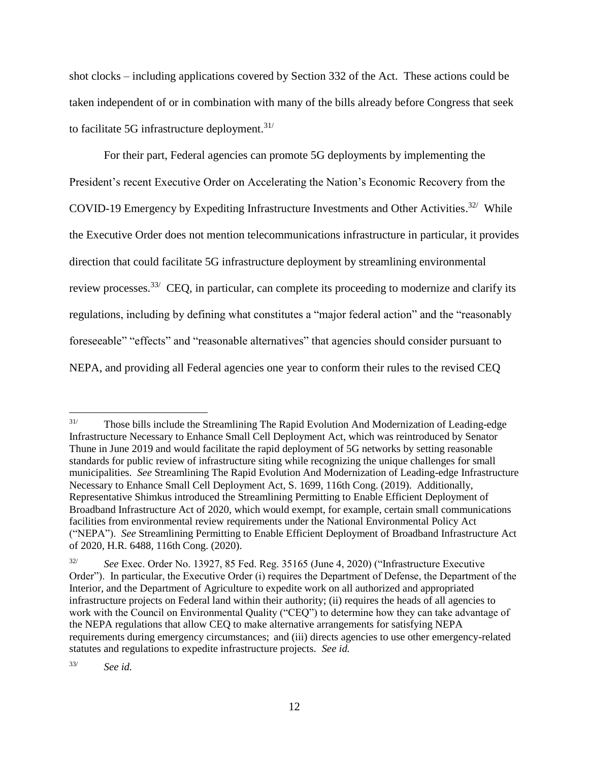shot clocks – including applications covered by Section 332 of the Act. These actions could be taken independent of or in combination with many of the bills already before Congress that seek to facilitate 5G infrastructure deployment.[31/]

For their part, Federal agencies can promote 5G deployments by implementing the President's recent Executive Order on Accelerating the Nation's Economic Recovery from the COVID-19 Emergency by Expediting Infrastructure Investments and Other Activities.[32/] While the Executive Order does not mention telecommunications infrastructure in particular, it provides direction that could facilitate 5G infrastructure deployment by streamlining environmental review processes.[33/] CEQ, in particular, can complete its proceeding to modernize and clarify its regulations, including by defining what constitutes a "major federal action" and the "reasonably foreseeable" "effects" and "reasonable alternatives" that agencies should consider pursuant to NEPA, and providing all Federal agencies one year to conform their rules to the revised CEQ

---

[31/] Those bills include the Streamlining The Rapid Evolution And Modernization of Leading-edge Infrastructure Necessary to Enhance Small Cell Deployment Act, which was reintroduced by Senator Thune in June 2019 and would facilitate the rapid deployment of 5G networks by setting reasonable standards for public review of infrastructure siting while recognizing the unique challenges for small municipalities. *See* Streamlining The Rapid Evolution And Modernization of Leading-edge Infrastructure Necessary to Enhance Small Cell Deployment Act, S. 1699, 116th Cong. (2019). Additionally, Representative Shimkus introduced the Streamlining Permitting to Enable Efficient Deployment of Broadband Infrastructure Act of 2020, which would exempt, for example, certain small communications facilities from environmental review requirements under the National Environmental Policy Act ("NEPA"). *See* Streamlining Permitting to Enable Efficient Deployment of Broadband Infrastructure Act of 2020, H.R. 6488, 116th Cong. (2020).

[32/] *See* Exec. Order No. 13927, 85 Fed. Reg. 35165 (June 4, 2020) ("Infrastructure Executive Order"). In particular, the Executive Order (i) requires the Department of Defense, the Department of the Interior, and the Department of Agriculture to expedite work on all authorized and appropriated infrastructure projects on Federal land within their authority; (ii) requires the heads of all agencies to work with the Council on Environmental Quality ("CEQ") to determine how they can take advantage of the NEPA regulations that allow CEQ to make alternative arrangements for satisfying NEPA requirements during emergency circumstances; and (iii) directs agencies to use other emergency-related statutes and regulations to expedite infrastructure projects. *See id.*

[33/] *See id.*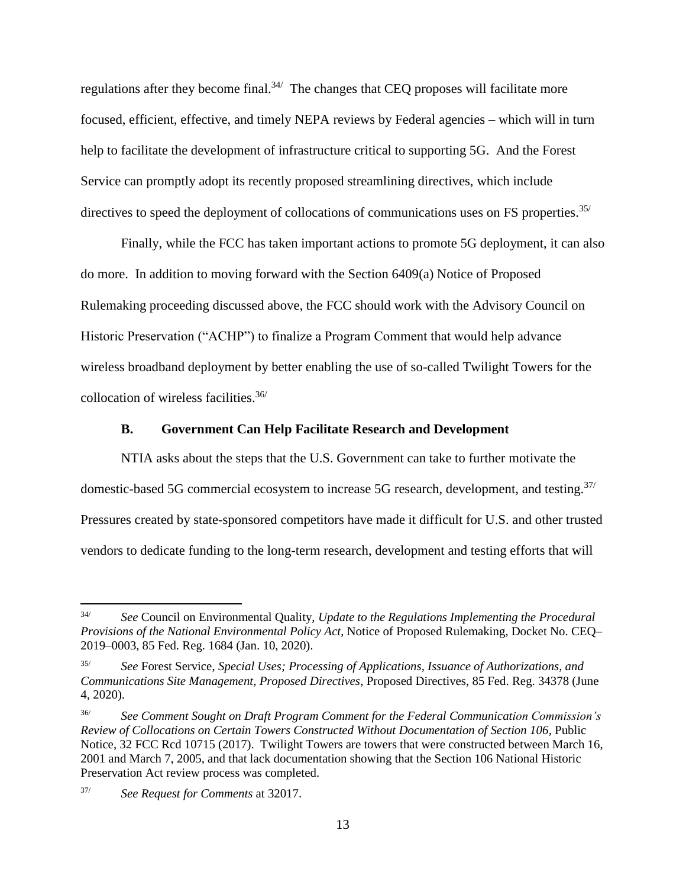regulations after they become final.[34/] The changes that CEQ proposes will facilitate more focused, efficient, effective, and timely NEPA reviews by Federal agencies – which will in turn help to facilitate the development of infrastructure critical to supporting 5G. And the Forest Service can promptly adopt its recently proposed streamlining directives, which include directives to speed the deployment of collocations of communications uses on FS properties.[35/]

Finally, while the FCC has taken important actions to promote 5G deployment, it can also do more. In addition to moving forward with the Section 6409(a) Notice of Proposed Rulemaking proceeding discussed above, the FCC should work with the Advisory Council on Historic Preservation ("ACHP") to finalize a Program Comment that would help advance wireless broadband deployment by better enabling the use of so-called Twilight Towers for the collocation of wireless facilities.[36/]

### B. Government Can Help Facilitate Research and Development

NTIA asks about the steps that the U.S. Government can take to further motivate the domestic-based 5G commercial ecosystem to increase 5G research, development, and testing.[37/] Pressures created by state-sponsored competitors have made it difficult for U.S. and other trusted vendors to dedicate funding to the long-term research, development and testing efforts that will

---

[34/] *See* Council on Environmental Quality, *Update to the Regulations Implementing the Procedural Provisions of the National Environmental Policy Act*, Notice of Proposed Rulemaking, Docket No. CEQ–2019–0003, 85 Fed. Reg. 1684 (Jan. 10, 2020).

[35/] *See* Forest Service, *Special Uses; Processing of Applications, Issuance of Authorizations, and Communications Site Management, Proposed Directives*, Proposed Directives, 85 Fed. Reg. 34378 (June 4, 2020).

[36/] *See Comment Sought on Draft Program Comment for the Federal Communication Commission's Review of Collocations on Certain Towers Constructed Without Documentation of Section 106*, Public Notice, 32 FCC Rcd 10715 (2017). Twilight Towers are towers that were constructed between March 16, 2001 and March 7, 2005, and that lack documentation showing that the Section 106 National Historic Preservation Act review process was completed.

[37/] *See Request for Comments* at 32017.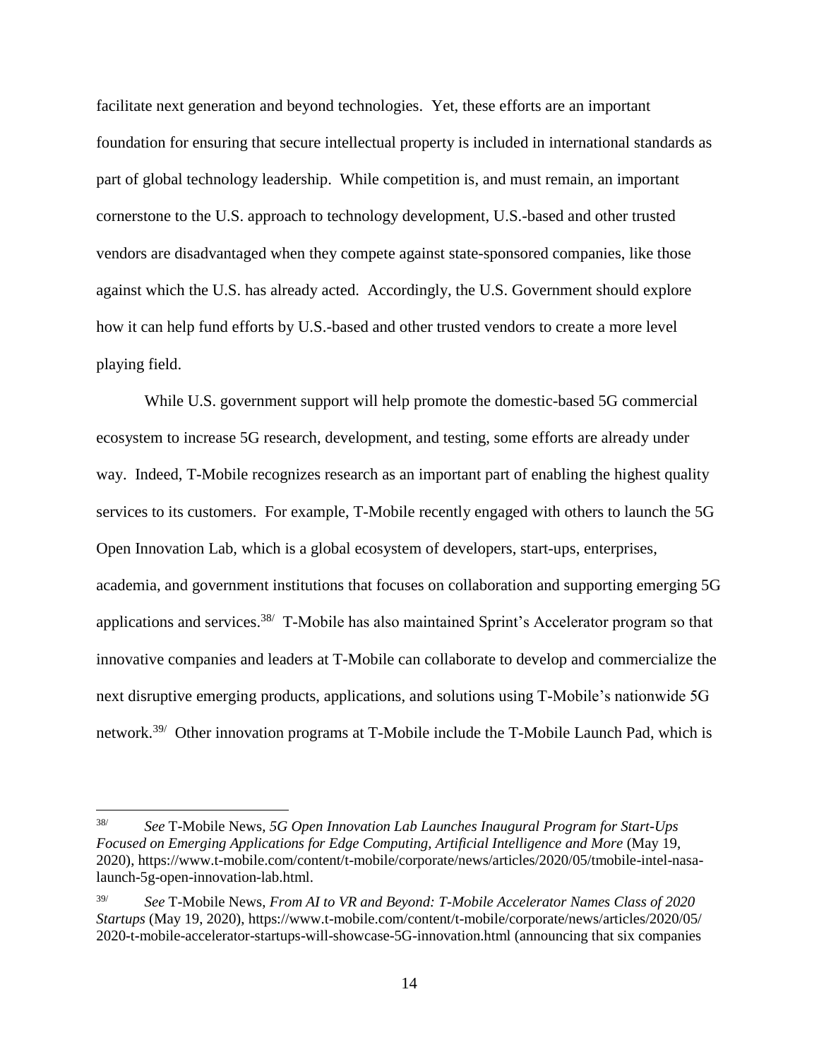facilitate next generation and beyond technologies. Yet, these efforts are an important foundation for ensuring that secure intellectual property is included in international standards as part of global technology leadership. While competition is, and must remain, an important cornerstone to the U.S. approach to technology development, U.S.-based and other trusted vendors are disadvantaged when they compete against state-sponsored companies, like those against which the U.S. has already acted. Accordingly, the U.S. Government should explore how it can help fund efforts by U.S.-based and other trusted vendors to create a more level playing field.

While U.S. government support will help promote the domestic-based 5G commercial ecosystem to increase 5G research, development, and testing, some efforts are already under way. Indeed, T-Mobile recognizes research as an important part of enabling the highest quality services to its customers. For example, T-Mobile recently engaged with others to launch the 5G Open Innovation Lab, which is a global ecosystem of developers, start-ups, enterprises, academia, and government institutions that focuses on collaboration and supporting emerging 5G applications and services.[38/] T-Mobile has also maintained Sprint's Accelerator program so that innovative companies and leaders at T-Mobile can collaborate to develop and commercialize the next disruptive emerging products, applications, and solutions using T-Mobile's nationwide 5G network.[39/] Other innovation programs at T-Mobile include the T-Mobile Launch Pad, which is

---

[38/] *See* T-Mobile News, *5G Open Innovation Lab Launches Inaugural Program for Start-Ups Focused on Emerging Applications for Edge Computing, Artificial Intelligence and More* (May 19, 2020), https://www.t-mobile.com/content/t-mobile/corporate/news/articles/2020/05/tmobile-intel-nasa-launch-5g-open-innovation-lab.html.

[39/] *See* T-Mobile News, *From AI to VR and Beyond: T-Mobile Accelerator Names Class of 2020 Startups* (May 19, 2020), https://www.t-mobile.com/content/t-mobile/corporate/news/articles/2020/05/2020-t-mobile-accelerator-startups-will-showcase-5G-innovation.html (announcing that six companies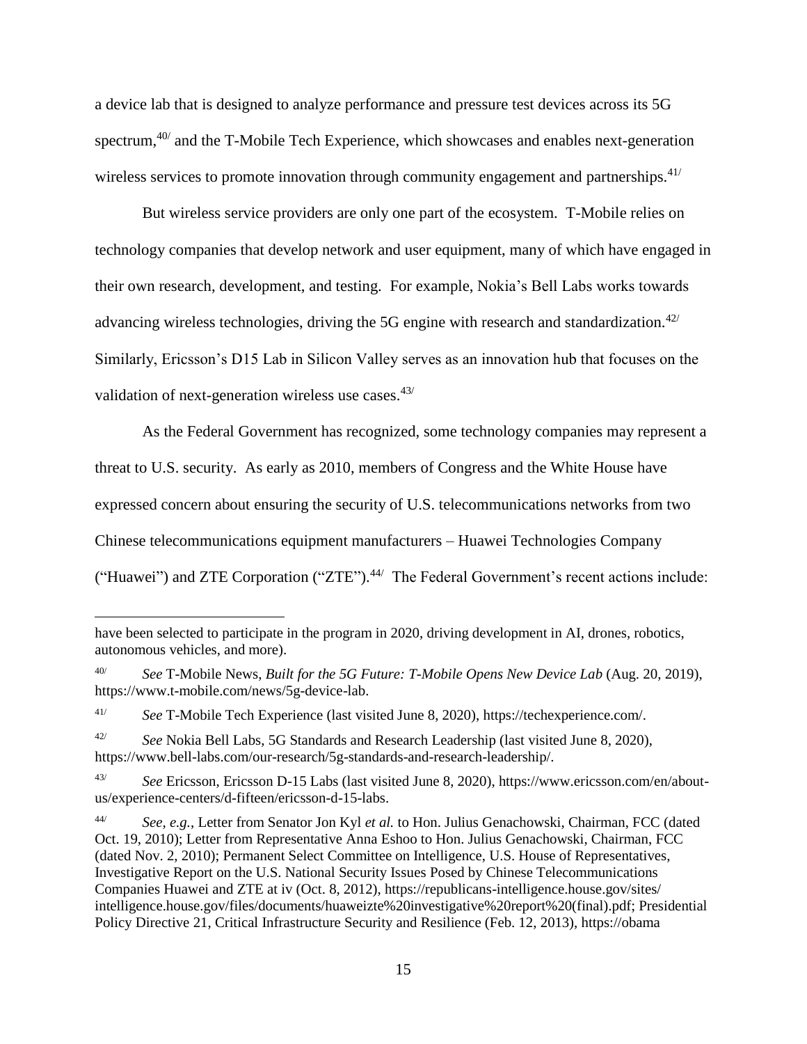a device lab that is designed to analyze performance and pressure test devices across its 5G spectrum,[40/] and the T-Mobile Tech Experience, which showcases and enables next-generation wireless services to promote innovation through community engagement and partnerships.[41/]

But wireless service providers are only one part of the ecosystem. T-Mobile relies on technology companies that develop network and user equipment, many of which have engaged in their own research, development, and testing. For example, Nokia's Bell Labs works towards advancing wireless technologies, driving the 5G engine with research and standardization.[42/] Similarly, Ericsson's D15 Lab in Silicon Valley serves as an innovation hub that focuses on the validation of next-generation wireless use cases.[43/]

As the Federal Government has recognized, some technology companies may represent a threat to U.S. security. As early as 2010, members of Congress and the White House have expressed concern about ensuring the security of U.S. telecommunications networks from two Chinese telecommunications equipment manufacturers – Huawei Technologies Company ("Huawei") and ZTE Corporation ("ZTE").[44/] The Federal Government's recent actions include:

---

have been selected to participate in the program in 2020, driving development in AI, drones, robotics, autonomous vehicles, and more).

[40/] *See* T-Mobile News, *Built for the 5G Future: T-Mobile Opens New Device Lab* (Aug. 20, 2019), https://www.t-mobile.com/news/5g-device-lab.

[41/] *See* T-Mobile Tech Experience (last visited June 8, 2020), https://techexperience.com/.

[42/] *See* Nokia Bell Labs, 5G Standards and Research Leadership (last visited June 8, 2020), https://www.bell-labs.com/our-research/5g-standards-and-research-leadership/.

[43/] *See* Ericsson, Ericsson D-15 Labs (last visited June 8, 2020), https://www.ericsson.com/en/about-us/experience-centers/d-fifteen/ericsson-d-15-labs.

[44/] *See, e.g.*, Letter from Senator Jon Kyl *et al.* to Hon. Julius Genachowski, Chairman, FCC (dated Oct. 19, 2010); Letter from Representative Anna Eshoo to Hon. Julius Genachowski, Chairman, FCC (dated Nov. 2, 2010); Permanent Select Committee on Intelligence, U.S. House of Representatives, Investigative Report on the U.S. National Security Issues Posed by Chinese Telecommunications Companies Huawei and ZTE at iv (Oct. 8, 2012), https://republicans-intelligence.house.gov/sites/intelligence.house.gov/files/documents/huaweizte%20investigative%20report%20(final).pdf; Presidential Policy Directive 21, Critical Infrastructure Security and Resilience (Feb. 12, 2013), https://obama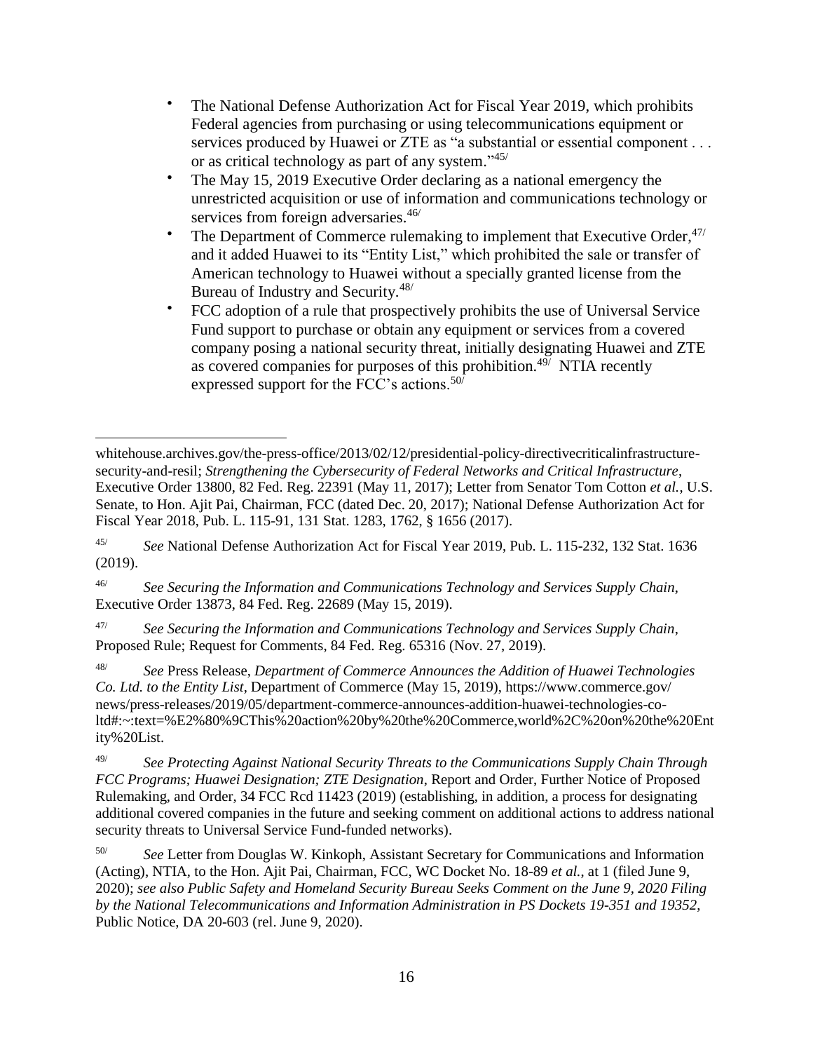- The National Defense Authorization Act for Fiscal Year 2019, which prohibits Federal agencies from purchasing or using telecommunications equipment or services produced by Huawei or ZTE as "a substantial or essential component . . . or as critical technology as part of any system."[45/]
- The May 15, 2019 Executive Order declaring as a national emergency the unrestricted acquisition or use of information and communications technology or services from foreign adversaries.[46/]
- The Department of Commerce rulemaking to implement that Executive Order,[47/] and it added Huawei to its "Entity List," which prohibited the sale or transfer of American technology to Huawei without a specially granted license from the Bureau of Industry and Security.[48/]
- FCC adoption of a rule that prospectively prohibits the use of Universal Service Fund support to purchase or obtain any equipment or services from a covered company posing a national security threat, initially designating Huawei and ZTE as covered companies for purposes of this prohibition.[49/] NTIA recently expressed support for the FCC's actions.[50/]

---

whitehouse.archives.gov/the-press-office/2013/02/12/presidential-policy-directivecriticalinfrastructure-security-and-resil; *Strengthening the Cybersecurity of Federal Networks and Critical Infrastructure*, Executive Order 13800, 82 Fed. Reg. 22391 (May 11, 2017); Letter from Senator Tom Cotton *et al.*, U.S. Senate, to Hon. Ajit Pai, Chairman, FCC (dated Dec. 20, 2017); National Defense Authorization Act for Fiscal Year 2018, Pub. L. 115-91, 131 Stat. 1283, 1762, § 1656 (2017).

[45/] *See* National Defense Authorization Act for Fiscal Year 2019, Pub. L. 115-232, 132 Stat. 1636 (2019).

[46/] *See Securing the Information and Communications Technology and Services Supply Chain*, Executive Order 13873, 84 Fed. Reg. 22689 (May 15, 2019).

[47/] *See Securing the Information and Communications Technology and Services Supply Chain*, Proposed Rule; Request for Comments, 84 Fed. Reg. 65316 (Nov. 27, 2019).

[48/] *See* Press Release, *Department of Commerce Announces the Addition of Huawei Technologies Co. Ltd. to the Entity List*, Department of Commerce (May 15, 2019), https://www.commerce.gov/news/press-releases/2019/05/department-commerce-announces-addition-huawei-technologies-co-ltd#:~:text=%E2%80%9CThis%20action%20by%20the%20Commerce,world%2C%20on%20the%20Entity%20List.

[49/] *See Protecting Against National Security Threats to the Communications Supply Chain Through FCC Programs; Huawei Designation; ZTE Designation*, Report and Order, Further Notice of Proposed Rulemaking, and Order, 34 FCC Rcd 11423 (2019) (establishing, in addition, a process for designating additional covered companies in the future and seeking comment on additional actions to address national security threats to Universal Service Fund-funded networks).

[50/] *See* Letter from Douglas W. Kinkoph, Assistant Secretary for Communications and Information (Acting), NTIA, to the Hon. Ajit Pai, Chairman, FCC, WC Docket No. 18-89 *et al.*, at 1 (filed June 9, 2020); *see also Public Safety and Homeland Security Bureau Seeks Comment on the June 9, 2020 Filing by the National Telecommunications and Information Administration in PS Dockets 19-351 and 19352*, Public Notice, DA 20-603 (rel. June 9, 2020).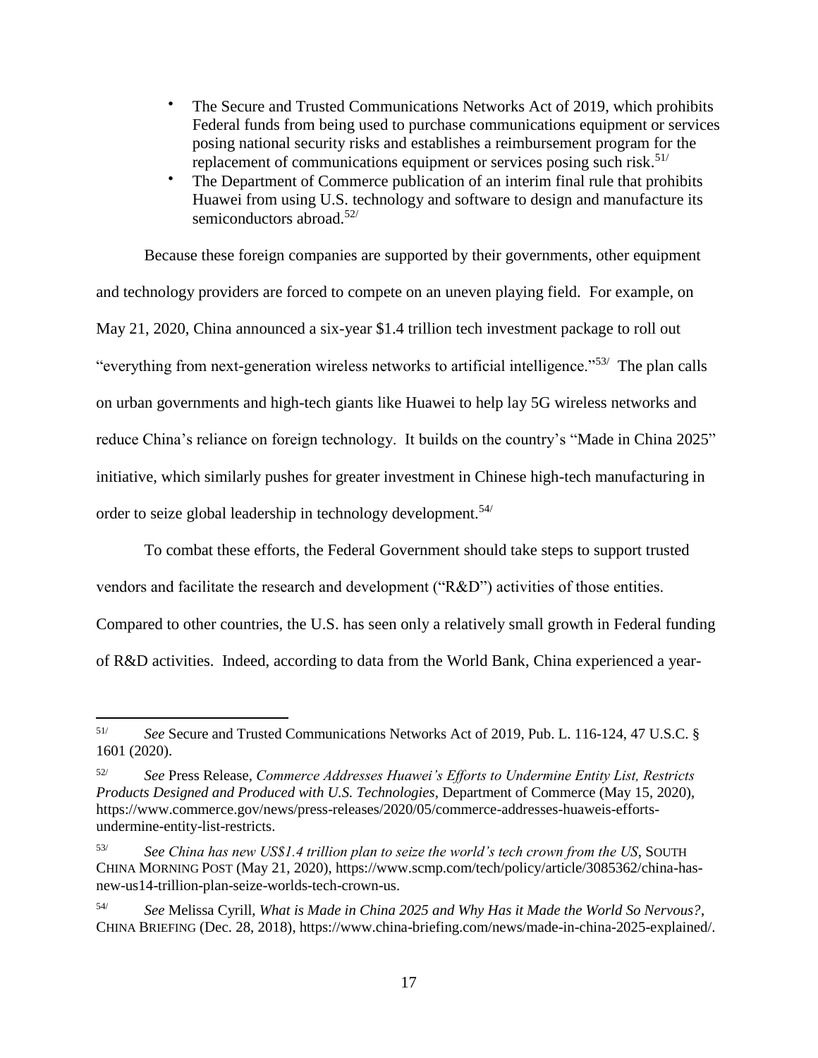- The Secure and Trusted Communications Networks Act of 2019, which prohibits Federal funds from being used to purchase communications equipment or services posing national security risks and establishes a reimbursement program for the replacement of communications equipment or services posing such risk.[51/]
- The Department of Commerce publication of an interim final rule that prohibits Huawei from using U.S. technology and software to design and manufacture its semiconductors abroad.[52/]

Because these foreign companies are supported by their governments, other equipment and technology providers are forced to compete on an uneven playing field. For example, on May 21, 2020, China announced a six-year $1.4 trillion tech investment package to roll out "everything from next-generation wireless networks to artificial intelligence."[53/] The plan calls on urban governments and high-tech giants like Huawei to help lay 5G wireless networks and reduce China's reliance on foreign technology. It builds on the country's "Made in China 2025" initiative, which similarly pushes for greater investment in Chinese high-tech manufacturing in order to seize global leadership in technology development.[54/]

To combat these efforts, the Federal Government should take steps to support trusted vendors and facilitate the research and development ("R&D") activities of those entities. Compared to other countries, the U.S. has seen only a relatively small growth in Federal funding of R&D activities. Indeed, according to data from the World Bank, China experienced a year-

---

[51/] *See* Secure and Trusted Communications Networks Act of 2019, Pub. L. 116-124, 47 U.S.C. § 1601 (2020).

[52/] *See* Press Release, *Commerce Addresses Huawei's Efforts to Undermine Entity List, Restricts Products Designed and Produced with U.S. Technologies*, Department of Commerce (May 15, 2020), https://www.commerce.gov/news/press-releases/2020/05/commerce-addresses-huaweis-efforts-undermine-entity-list-restricts.

[53/] *See China has new US$1.4 trillion plan to seize the world's tech crown from the US*, SOUTH CHINA MORNING POST (May 21, 2020), https://www.scmp.com/tech/policy/article/3085362/china-has-new-us14-trillion-plan-seize-worlds-tech-crown-us.

[54/] *See* Melissa Cyrill, *What is Made in China 2025 and Why Has it Made the World So Nervous?*, CHINA BRIEFING (Dec. 28, 2018), https://www.china-briefing.com/news/made-in-china-2025-explained/.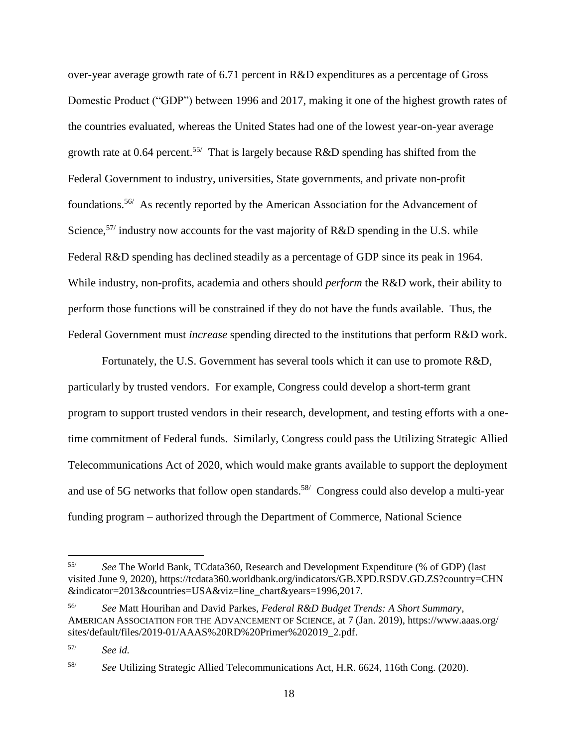over-year average growth rate of 6.71 percent in R&D expenditures as a percentage of Gross Domestic Product ("GDP") between 1996 and 2017, making it one of the highest growth rates of the countries evaluated, whereas the United States had one of the lowest year-on-year average growth rate at 0.64 percent.[55/] That is largely because R&D spending has shifted from the Federal Government to industry, universities, State governments, and private non-profit foundations.[56/] As recently reported by the American Association for the Advancement of Science,[57/] industry now accounts for the vast majority of R&D spending in the U.S. while Federal R&D spending has declined steadily as a percentage of GDP since its peak in 1964. While industry, non-profits, academia and others should *perform* the R&D work, their ability to perform those functions will be constrained if they do not have the funds available. Thus, the Federal Government must *increase* spending directed to the institutions that perform R&D work.

Fortunately, the U.S. Government has several tools which it can use to promote R&D, particularly by trusted vendors. For example, Congress could develop a short-term grant program to support trusted vendors in their research, development, and testing efforts with a one-time commitment of Federal funds. Similarly, Congress could pass the Utilizing Strategic Allied Telecommunications Act of 2020, which would make grants available to support the deployment and use of 5G networks that follow open standards.[58/] Congress could also develop a multi-year funding program – authorized through the Department of Commerce, National Science

---

[55/] *See* The World Bank, TCdata360, Research and Development Expenditure (% of GDP) (last visited June 9, 2020), https://tcdata360.worldbank.org/indicators/GB.XPD.RSDV.GD.ZS?country=CHN&indicator=2013&countries=USA&viz=line_chart&years=1996,2017.

[56/] *See* Matt Hourihan and David Parkes, *Federal R&D Budget Trends: A Short Summary*, AMERICAN ASSOCIATION FOR THE ADVANCEMENT OF SCIENCE, at 7 (Jan. 2019), https://www.aaas.org/sites/default/files/2019-01/AAAS%20RD%20Primer%202019_2.pdf.

[57/] *See id.*

[58/] *See* Utilizing Strategic Allied Telecommunications Act, H.R. 6624, 116th Cong. (2020).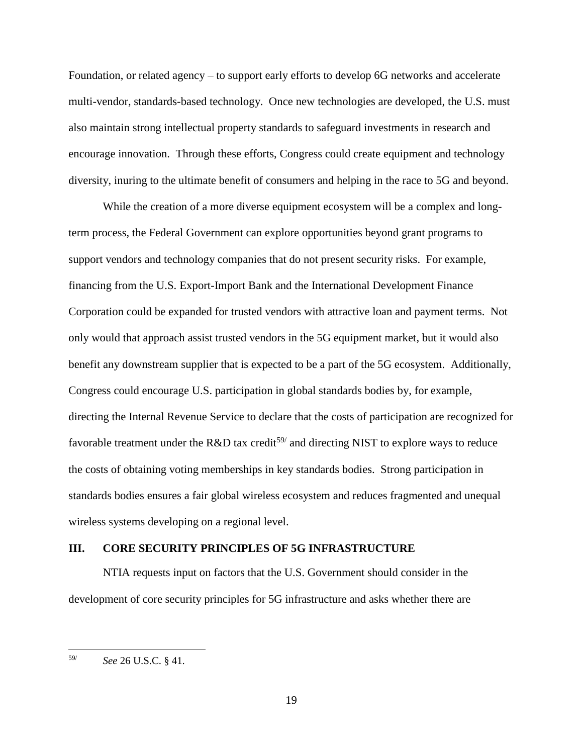Foundation, or related agency – to support early efforts to develop 6G networks and accelerate multi-vendor, standards-based technology. Once new technologies are developed, the U.S. must also maintain strong intellectual property standards to safeguard investments in research and encourage innovation. Through these efforts, Congress could create equipment and technology diversity, inuring to the ultimate benefit of consumers and helping in the race to 5G and beyond.

While the creation of a more diverse equipment ecosystem will be a complex and long-term process, the Federal Government can explore opportunities beyond grant programs to support vendors and technology companies that do not present security risks. For example, financing from the U.S. Export-Import Bank and the International Development Finance Corporation could be expanded for trusted vendors with attractive loan and payment terms. Not only would that approach assist trusted vendors in the 5G equipment market, but it would also benefit any downstream supplier that is expected to be a part of the 5G ecosystem. Additionally, Congress could encourage U.S. participation in global standards bodies by, for example, directing the Internal Revenue Service to declare that the costs of participation are recognized for favorable treatment under the R&D tax credit[59/] and directing NIST to explore ways to reduce the costs of obtaining voting memberships in key standards bodies. Strong participation in standards bodies ensures a fair global wireless ecosystem and reduces fragmented and unequal wireless systems developing on a regional level.

## III. CORE SECURITY PRINCIPLES OF 5G INFRASTRUCTURE

NTIA requests input on factors that the U.S. Government should consider in the development of core security principles for 5G infrastructure and asks whether there are

---

[59/] *See* 26 U.S.C. § 41.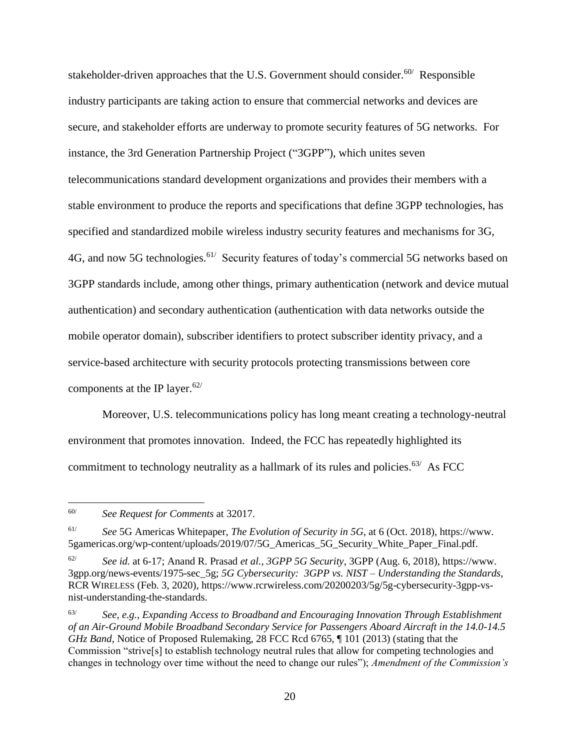stakeholder-driven approaches that the U.S. Government should consider.[60/] Responsible industry participants are taking action to ensure that commercial networks and devices are secure, and stakeholder efforts are underway to promote security features of 5G networks. For instance, the 3rd Generation Partnership Project ("3GPP"), which unites seven telecommunications standard development organizations and provides their members with a stable environment to produce the reports and specifications that define 3GPP technologies, has specified and standardized mobile wireless industry security features and mechanisms for 3G, 4G, and now 5G technologies.[61/] Security features of today's commercial 5G networks based on 3GPP standards include, among other things, primary authentication (network and device mutual authentication) and secondary authentication (authentication with data networks outside the mobile operator domain), subscriber identifiers to protect subscriber identity privacy, and a service-based architecture with security protocols protecting transmissions between core components at the IP layer.[62/]

Moreover, U.S. telecommunications policy has long meant creating a technology-neutral environment that promotes innovation. Indeed, the FCC has repeatedly highlighted its commitment to technology neutrality as a hallmark of its rules and policies.[63/] As FCC

---

[60/] *See Request for Comments* at 32017.

[61/] *See* 5G Americas Whitepaper, *The Evolution of Security in 5G*, at 6 (Oct. 2018), https://www.5gamericas.org/wp-content/uploads/2019/07/5G_Americas_5G_Security_White_Paper_Final.pdf.

[62/] *See id.* at 6-17; Anand R. Prasad *et al.*, *3GPP 5G Security*, 3GPP (Aug. 6, 2018), https://www.3gpp.org/news-events/1975-sec_5g; *5G Cybersecurity: 3GPP vs. NIST – Understanding the Standards*, RCR WIRELESS (Feb. 3, 2020), https://www.rcrwireless.com/20200203/5g/5g-cybersecurity-3gpp-vs-nist-understanding-the-standards.

[63/] *See, e.g.*, *Expanding Access to Broadband and Encouraging Innovation Through Establishment of an Air-Ground Mobile Broadband Secondary Service for Passengers Aboard Aircraft in the 14.0-14.5 GHz Band*, Notice of Proposed Rulemaking, 28 FCC Rcd 6765, ¶ 101 (2013) (stating that the Commission "strive[s] to establish technology neutral rules that allow for competing technologies and changes in technology over time without the need to change our rules"); *Amendment of the Commission's*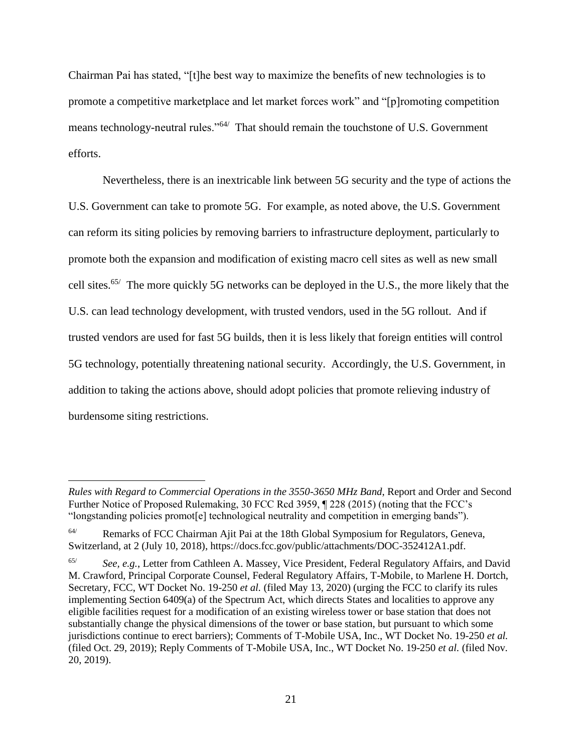Chairman Pai has stated, "[t]he best way to maximize the benefits of new technologies is to promote a competitive marketplace and let market forces work" and "[p]romoting competition means technology-neutral rules."[64/] That should remain the touchstone of U.S. Government efforts.

Nevertheless, there is an inextricable link between 5G security and the type of actions the U.S. Government can take to promote 5G. For example, as noted above, the U.S. Government can reform its siting policies by removing barriers to infrastructure deployment, particularly to promote both the expansion and modification of existing macro cell sites as well as new small cell sites.[65/] The more quickly 5G networks can be deployed in the U.S., the more likely that the U.S. can lead technology development, with trusted vendors, used in the 5G rollout. And if trusted vendors are used for fast 5G builds, then it is less likely that foreign entities will control 5G technology, potentially threatening national security. Accordingly, the U.S. Government, in addition to taking the actions above, should adopt policies that promote relieving industry of burdensome siting restrictions.

---

*Rules with Regard to Commercial Operations in the 3550-3650 MHz Band*, Report and Order and Second Further Notice of Proposed Rulemaking, 30 FCC Rcd 3959, ¶ 228 (2015) (noting that the FCC's "longstanding policies promot[e] technological neutrality and competition in emerging bands").

[64/] Remarks of FCC Chairman Ajit Pai at the 18th Global Symposium for Regulators, Geneva, Switzerland, at 2 (July 10, 2018), https://docs.fcc.gov/public/attachments/DOC-352412A1.pdf.

[65/] *See, e.g.*, Letter from Cathleen A. Massey, Vice President, Federal Regulatory Affairs, and David M. Crawford, Principal Corporate Counsel, Federal Regulatory Affairs, T-Mobile, to Marlene H. Dortch, Secretary, FCC, WT Docket No. 19-250 *et al.* (filed May 13, 2020) (urging the FCC to clarify its rules implementing Section 6409(a) of the Spectrum Act, which directs States and localities to approve any eligible facilities request for a modification of an existing wireless tower or base station that does not substantially change the physical dimensions of the tower or base station, but pursuant to which some jurisdictions continue to erect barriers); Comments of T-Mobile USA, Inc., WT Docket No. 19-250 *et al.* (filed Oct. 29, 2019); Reply Comments of T-Mobile USA, Inc., WT Docket No. 19-250 *et al.* (filed Nov. 20, 2019).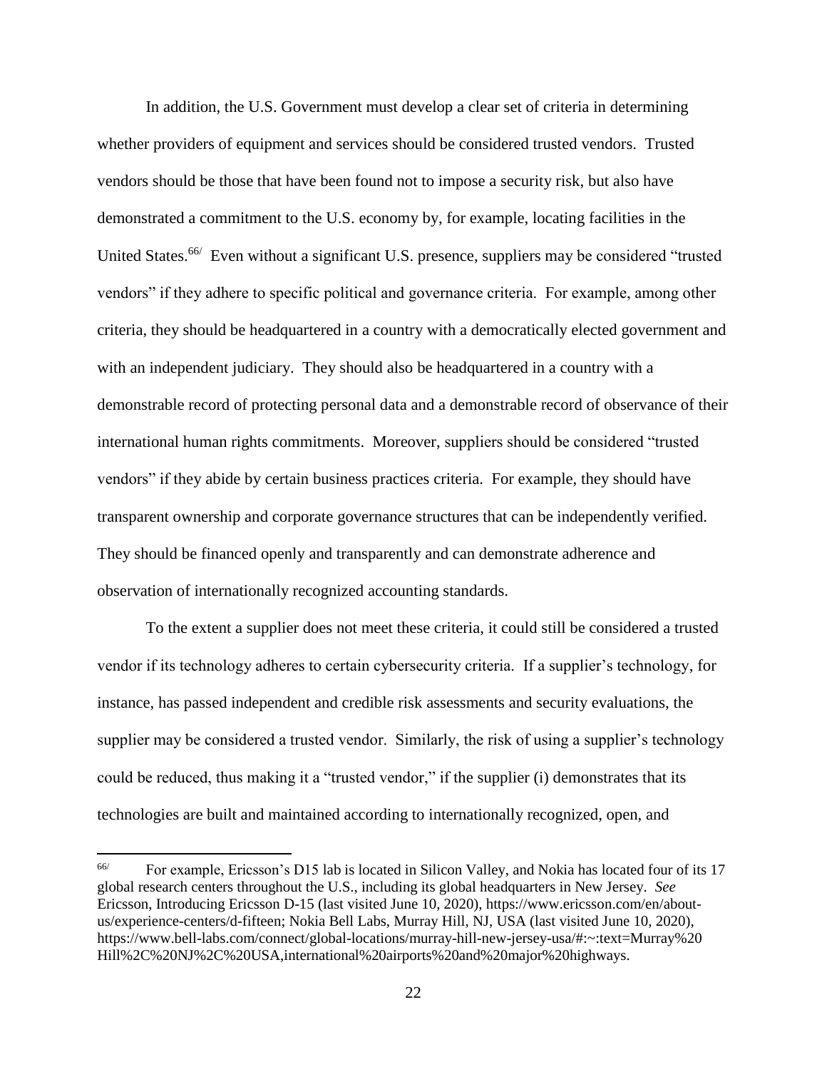In addition, the U.S. Government must develop a clear set of criteria in determining whether providers of equipment and services should be considered trusted vendors. Trusted vendors should be those that have been found not to impose a security risk, but also have demonstrated a commitment to the U.S. economy by, for example, locating facilities in the United States.[66/] Even without a significant U.S. presence, suppliers may be considered "trusted vendors" if they adhere to specific political and governance criteria. For example, among other criteria, they should be headquartered in a country with a democratically elected government and with an independent judiciary. They should also be headquartered in a country with a demonstrable record of protecting personal data and a demonstrable record of observance of their international human rights commitments. Moreover, suppliers should be considered "trusted vendors" if they abide by certain business practices criteria. For example, they should have transparent ownership and corporate governance structures that can be independently verified. They should be financed openly and transparently and can demonstrate adherence and observation of internationally recognized accounting standards.

To the extent a supplier does not meet these criteria, it could still be considered a trusted vendor if its technology adheres to certain cybersecurity criteria. If a supplier's technology, for instance, has passed independent and credible risk assessments and security evaluations, the supplier may be considered a trusted vendor. Similarly, the risk of using a supplier's technology could be reduced, thus making it a "trusted vendor," if the supplier (i) demonstrates that its technologies are built and maintained according to internationally recognized, open, and

---

[66/] For example, Ericsson's D15 lab is located in Silicon Valley, and Nokia has located four of its 17 global research centers throughout the U.S., including its global headquarters in New Jersey. *See* Ericsson, Introducing Ericsson D-15 (last visited June 10, 2020), https://www.ericsson.com/en/about-us/experience-centers/d-fifteen; Nokia Bell Labs, Murray Hill, NJ, USA (last visited June 10, 2020), https://www.bell-labs.com/connect/global-locations/murray-hill-new-jersey-usa/#:~:text=Murray%20Hill%2C%20NJ%2C%20USA,international%20airports%20and%20major%20highways.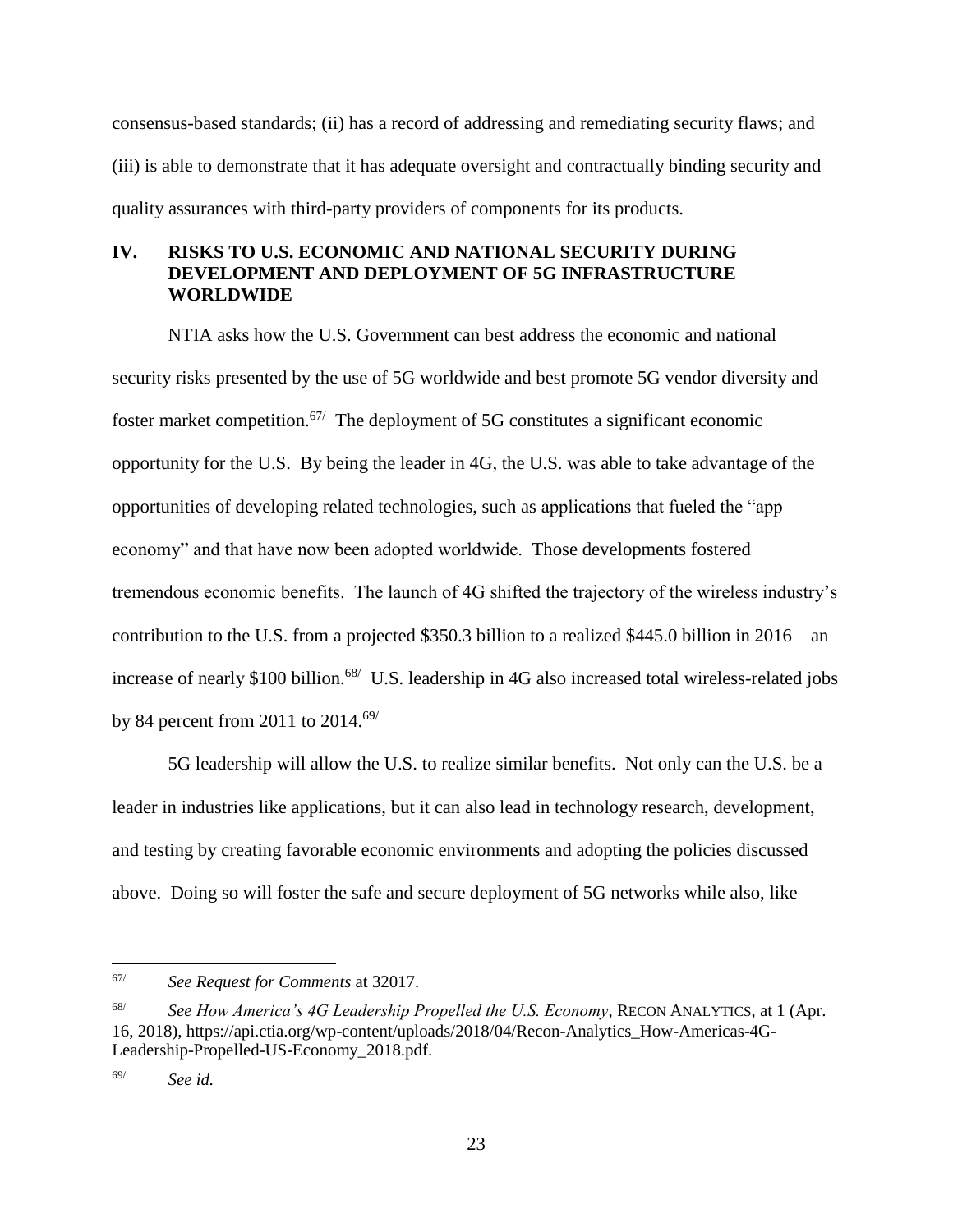consensus-based standards; (ii) has a record of addressing and remediating security flaws; and (iii) is able to demonstrate that it has adequate oversight and contractually binding security and quality assurances with third-party providers of components for its products.

## IV. RISKS TO U.S. ECONOMIC AND NATIONAL SECURITY DURING DEVELOPMENT AND DEPLOYMENT OF 5G INFRASTRUCTURE WORLDWIDE

NTIA asks how the U.S. Government can best address the economic and national security risks presented by the use of 5G worldwide and best promote 5G vendor diversity and foster market competition.[67/] The deployment of 5G constitutes a significant economic opportunity for the U.S. By being the leader in 4G, the U.S. was able to take advantage of the opportunities of developing related technologies, such as applications that fueled the "app economy" and that have now been adopted worldwide. Those developments fostered tremendous economic benefits. The launch of 4G shifted the trajectory of the wireless industry's contribution to the U.S. from a projected \$350.3 billion to a realized \$445.0 billion in 2016 – an increase of nearly \$100 billion.[68/] U.S. leadership in 4G also increased total wireless-related jobs by 84 percent from 2011 to 2014.[69/]

5G leadership will allow the U.S. to realize similar benefits. Not only can the U.S. be a leader in industries like applications, but it can also lead in technology research, development, and testing by creating favorable economic environments and adopting the policies discussed above. Doing so will foster the safe and secure deployment of 5G networks while also, like

---

67/ *See Request for Comments* at 32017.

68/ *See How America's 4G Leadership Propelled the U.S. Economy*, RECON ANALYTICS, at 1 (Apr. 16, 2018), https://api.ctia.org/wp-content/uploads/2018/04/Recon-Analytics_How-Americas-4G-Leadership-Propelled-US-Economy_2018.pdf.

69/ *See id.*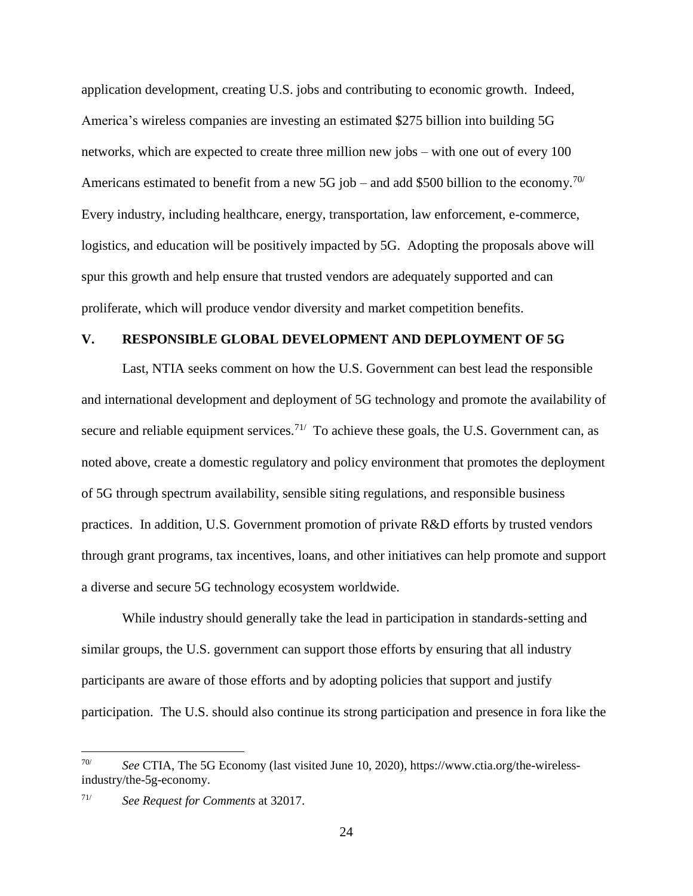application development, creating U.S. jobs and contributing to economic growth. Indeed, America's wireless companies are investing an estimated $275 billion into building 5G networks, which are expected to create three million new jobs – with one out of every 100 Americans estimated to benefit from a new 5G job – and add $500 billion to the economy.[70/] Every industry, including healthcare, energy, transportation, law enforcement, e-commerce, logistics, and education will be positively impacted by 5G. Adopting the proposals above will spur this growth and help ensure that trusted vendors are adequately supported and can proliferate, which will produce vendor diversity and market competition benefits.

## V. RESPONSIBLE GLOBAL DEVELOPMENT AND DEPLOYMENT OF 5G

Last, NTIA seeks comment on how the U.S. Government can best lead the responsible and international development and deployment of 5G technology and promote the availability of secure and reliable equipment services.[71/] To achieve these goals, the U.S. Government can, as noted above, create a domestic regulatory and policy environment that promotes the deployment of 5G through spectrum availability, sensible siting regulations, and responsible business practices. In addition, U.S. Government promotion of private R&D efforts by trusted vendors through grant programs, tax incentives, loans, and other initiatives can help promote and support a diverse and secure 5G technology ecosystem worldwide.

While industry should generally take the lead in participation in standards-setting and similar groups, the U.S. government can support those efforts by ensuring that all industry participants are aware of those efforts and by adopting policies that support and justify participation. The U.S. should also continue its strong participation and presence in fora like the

---

70/ *See* CTIA, The 5G Economy (last visited June 10, 2020), https://www.ctia.org/the-wireless-industry/the-5g-economy.

71/ *See Request for Comments* at 32017.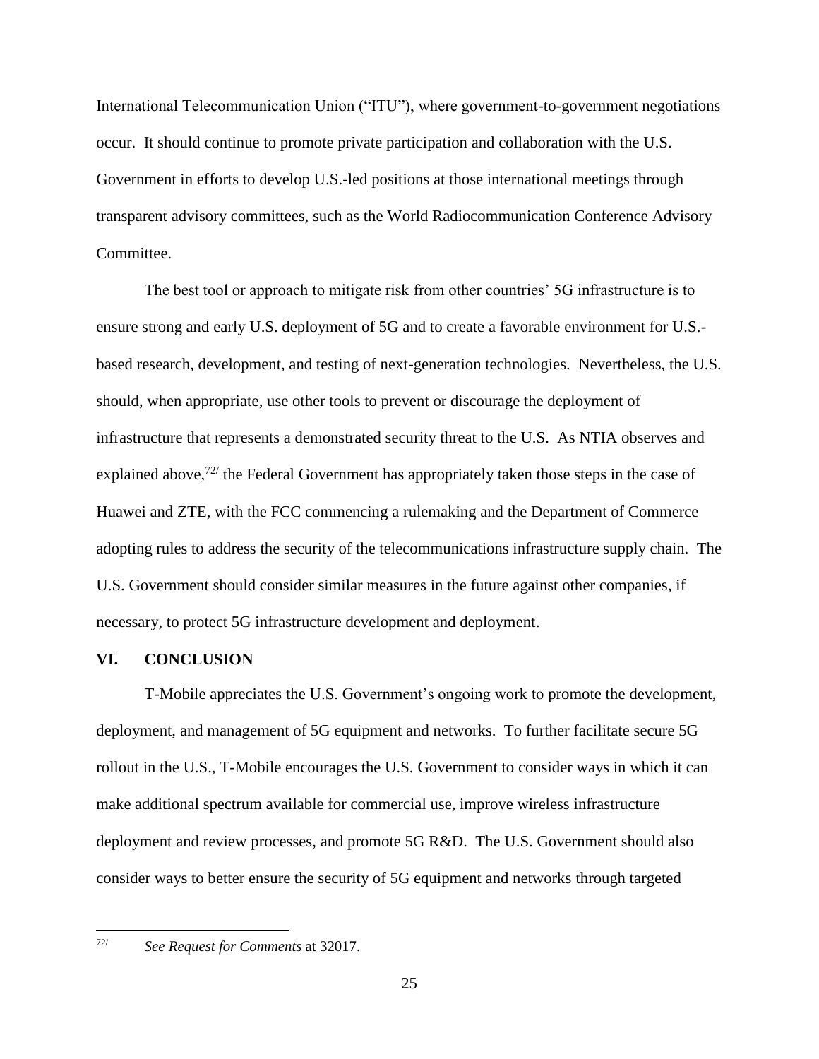International Telecommunication Union ("ITU"), where government-to-government negotiations occur. It should continue to promote private participation and collaboration with the U.S. Government in efforts to develop U.S.-led positions at those international meetings through transparent advisory committees, such as the World Radiocommunication Conference Advisory Committee.

The best tool or approach to mitigate risk from other countries' 5G infrastructure is to ensure strong and early U.S. deployment of 5G and to create a favorable environment for U.S.-based research, development, and testing of next-generation technologies. Nevertheless, the U.S. should, when appropriate, use other tools to prevent or discourage the deployment of infrastructure that represents a demonstrated security threat to the U.S. As NTIA observes and explained above,[72] the Federal Government has appropriately taken those steps in the case of Huawei and ZTE, with the FCC commencing a rulemaking and the Department of Commerce adopting rules to address the security of the telecommunications infrastructure supply chain. The U.S. Government should consider similar measures in the future against other companies, if necessary, to protect 5G infrastructure development and deployment.

## VI. CONCLUSION

T-Mobile appreciates the U.S. Government's ongoing work to promote the development, deployment, and management of 5G equipment and networks. To further facilitate secure 5G rollout in the U.S., T-Mobile encourages the U.S. Government to consider ways in which it can make additional spectrum available for commercial use, improve wireless infrastructure deployment and review processes, and promote 5G R&D. The U.S. Government should also consider ways to better ensure the security of 5G equipment and networks through targeted

---

[72] *See Request for Comments* at 32017.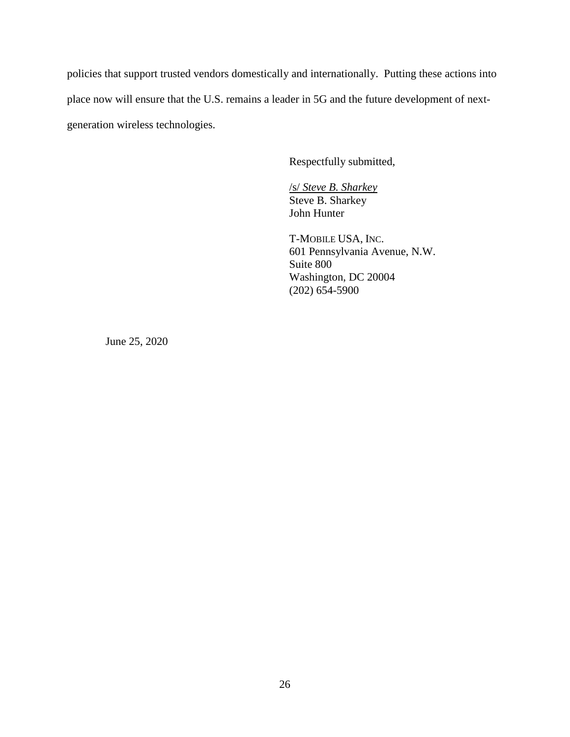policies that support trusted vendors domestically and internationally. Putting these actions into place now will ensure that the U.S. remains a leader in 5G and the future development of next-generation wireless technologies.

Respectfully submitted,

/s/ *Steve B. Sharkey*
Steve B. Sharkey
John Hunter

T-MOBILE USA, INC.
601 Pennsylvania Avenue, N.W.
Suite 800
Washington, DC 20004
(202) 654-5900

June 25, 2020